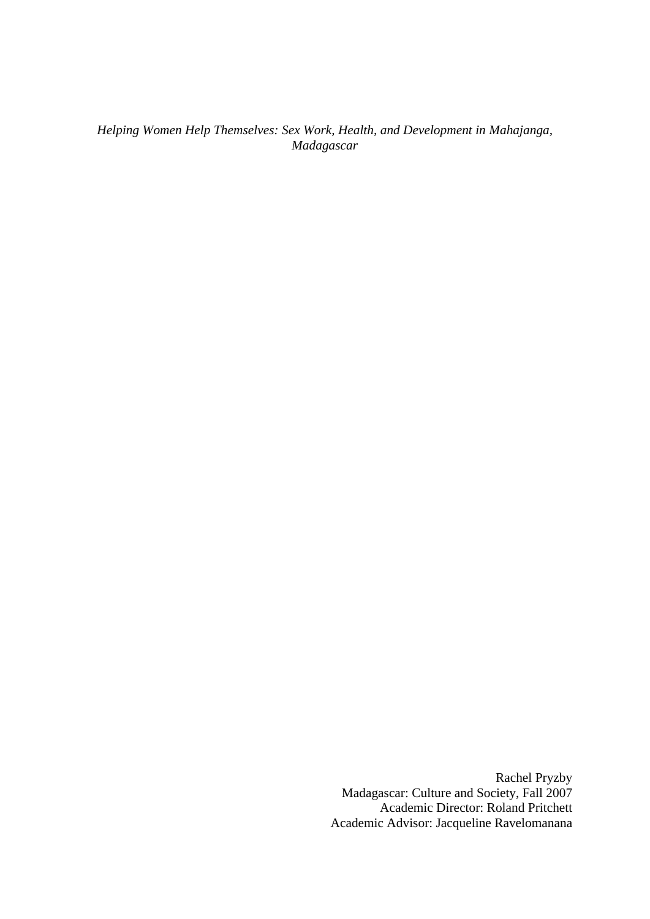*Helping Women Help Themselves: Sex Work, Health, and Development in Mahajanga, Madagascar*

Rachel Pryzby
Madagascar: Culture and Society, Fall 2007
Academic Director: Roland Pritchett
Academic Advisor: Jacqueline Ravelomanana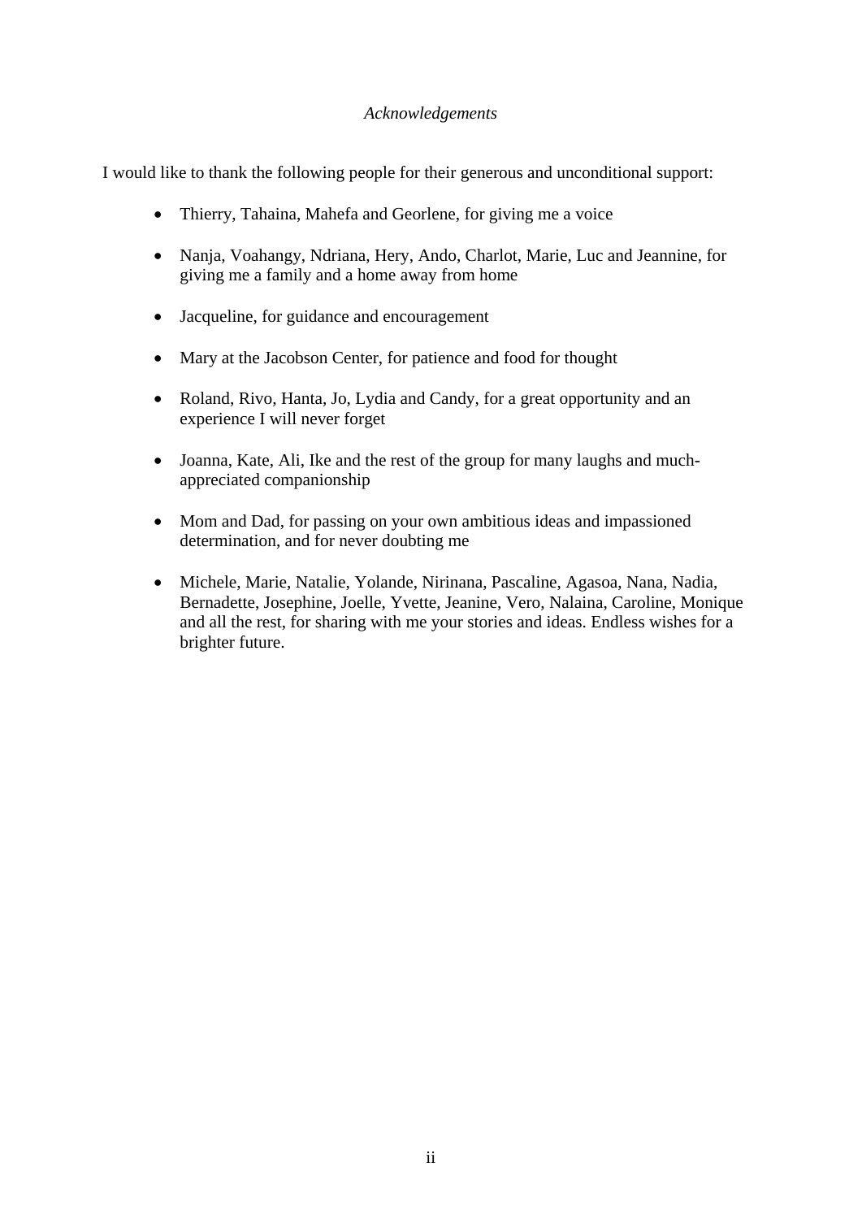*Acknowledgements*

I would like to thank the following people for their generous and unconditional support:

- Thierry, Tahaina, Mahefa and Georlene, for giving me a voice
- Nanja, Voahangy, Ndriana, Hery, Ando, Charlot, Marie, Luc and Jeannine, for giving me a family and a home away from home
- Jacqueline, for guidance and encouragement
- Mary at the Jacobson Center, for patience and food for thought
- Roland, Rivo, Hanta, Jo, Lydia and Candy, for a great opportunity and an experience I will never forget
- Joanna, Kate, Ali, Ike and the rest of the group for many laughs and much-appreciated companionship
- Mom and Dad, for passing on your own ambitious ideas and impassioned determination, and for never doubting me
- Michele, Marie, Natalie, Yolande, Nirinana, Pascaline, Agasoa, Nana, Nadia, Bernadette, Josephine, Joelle, Yvette, Jeanine, Vero, Nalaina, Caroline, Monique and all the rest, for sharing with me your stories and ideas. Endless wishes for a brighter future.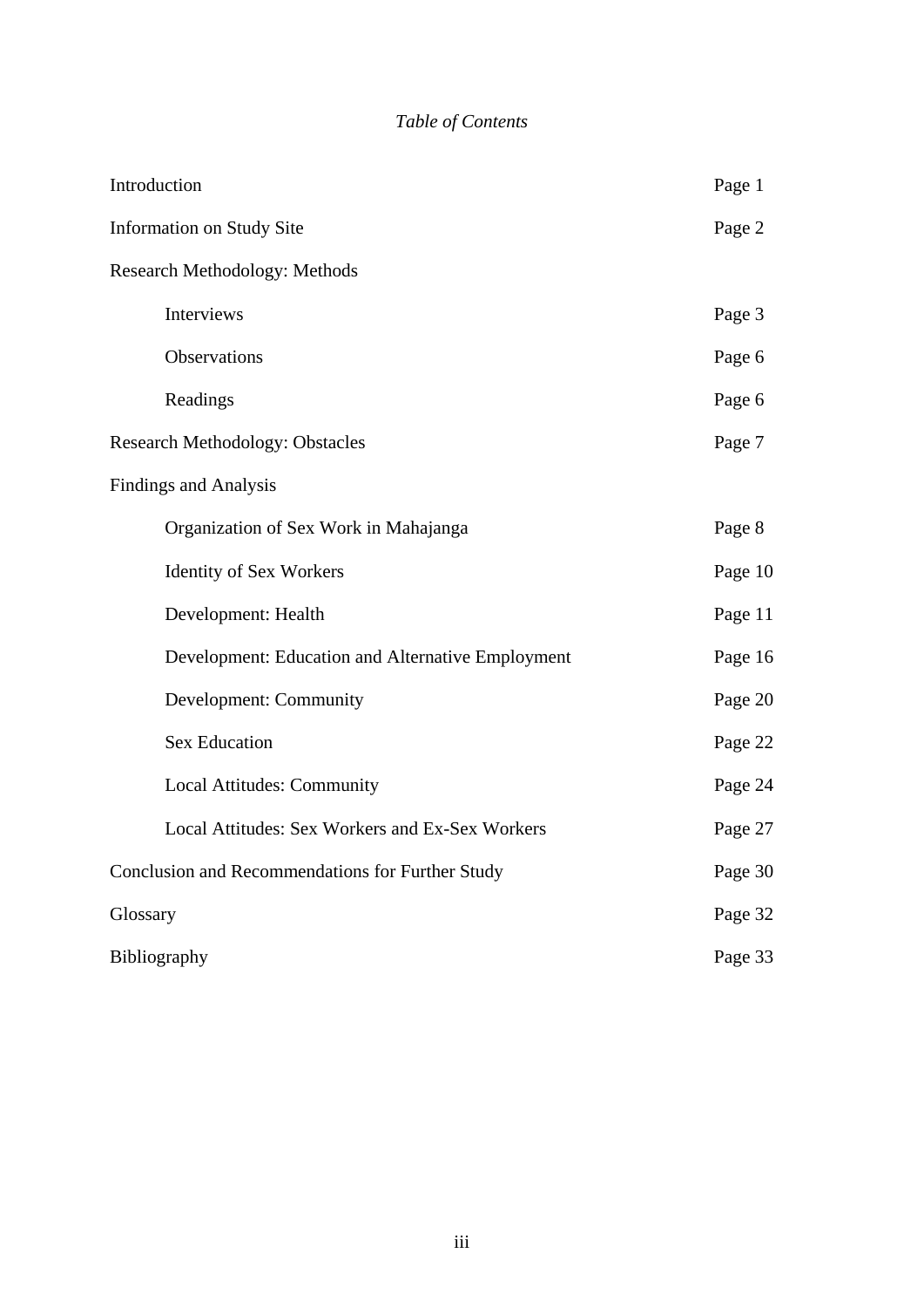*Table of Contents*

| | |
|---|---|
| Introduction | Page 1 |
| Information on Study Site | Page 2 |
| Research Methodology: Methods | |
| Interviews | Page 3 |
| Observations | Page 6 |
| Readings | Page 6 |
| Research Methodology: Obstacles | Page 7 |
| Findings and Analysis | |
| Organization of Sex Work in Mahajanga | Page 8 |
| Identity of Sex Workers | Page 10 |
| Development: Health | Page 11 |
| Development: Education and Alternative Employment | Page 16 |
| Development: Community | Page 20 |
| Sex Education | Page 22 |
| Local Attitudes: Community | Page 24 |
| Local Attitudes: Sex Workers and Ex-Sex Workers | Page 27 |
| Conclusion and Recommendations for Further Study | Page 30 |
| Glossary | Page 32 |
| Bibliography | Page 33 |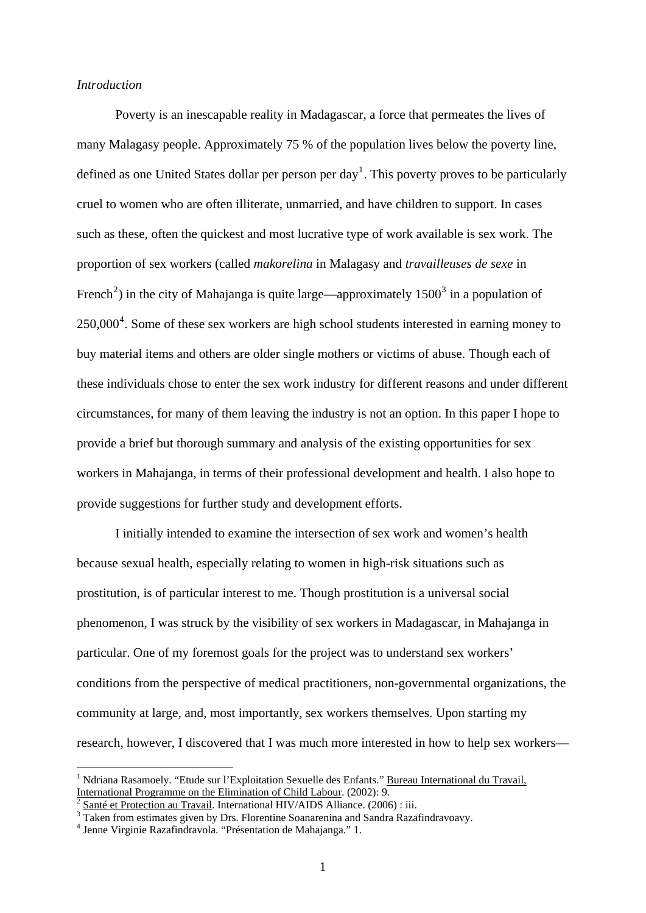*Introduction*

Poverty is an inescapable reality in Madagascar, a force that permeates the lives of many Malagasy people. Approximately 75 % of the population lives below the poverty line, defined as one United States dollar per person per day[1]. This poverty proves to be particularly cruel to women who are often illiterate, unmarried, and have children to support. In cases such as these, often the quickest and most lucrative type of work available is sex work. The proportion of sex workers (called *makorelina* in Malagasy and *travailleuses de sexe* in French[2]) in the city of Mahajanga is quite large—approximately 1500[3] in a population of 250,000[4]. Some of these sex workers are high school students interested in earning money to buy material items and others are older single mothers or victims of abuse. Though each of these individuals chose to enter the sex work industry for different reasons and under different circumstances, for many of them leaving the industry is not an option. In this paper I hope to provide a brief but thorough summary and analysis of the existing opportunities for sex workers in Mahajanga, in terms of their professional development and health. I also hope to provide suggestions for further study and development efforts.

I initially intended to examine the intersection of sex work and women's health because sexual health, especially relating to women in high-risk situations such as prostitution, is of particular interest to me. Though prostitution is a universal social phenomenon, I was struck by the visibility of sex workers in Madagascar, in Mahajanga in particular. One of my foremost goals for the project was to understand sex workers' conditions from the perspective of medical practitioners, non-governmental organizations, the community at large, and, most importantly, sex workers themselves. Upon starting my research, however, I discovered that I was much more interested in how to help sex workers—

---

[1] Ndriana Rasamoely. "Etude sur l'Exploitation Sexuelle des Enfants." Bureau International du Travail, International Programme on the Elimination of Child Labour. (2002): 9.

[2] Santé et Protection au Travail. International HIV/AIDS Alliance. (2006) : iii.

[3] Taken from estimates given by Drs. Florentine Soanarenina and Sandra Razafindravoavy.

[4] Jenne Virginie Razafindravola. "Présentation de Mahajanga." 1.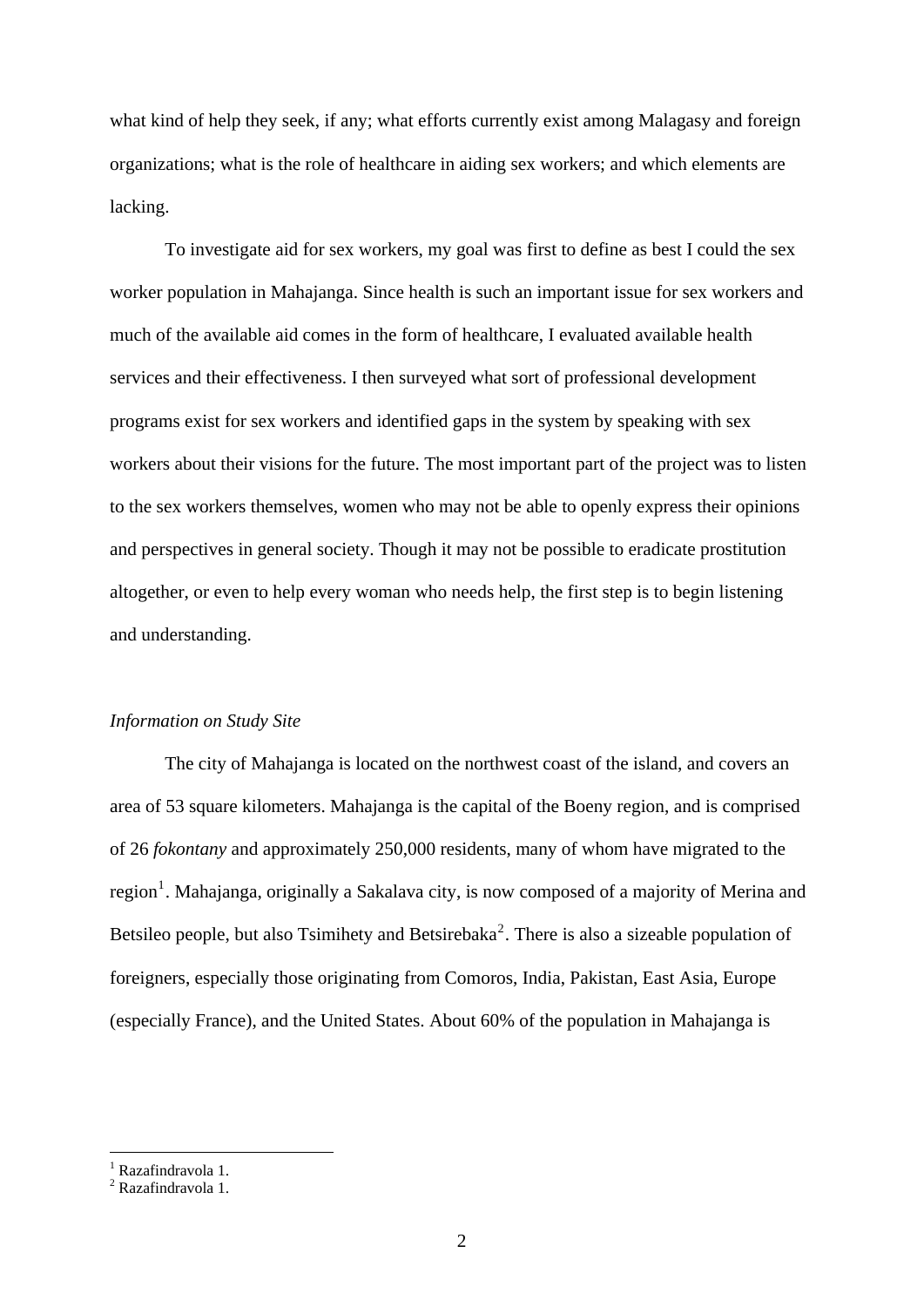what kind of help they seek, if any; what efforts currently exist among Malagasy and foreign organizations; what is the role of healthcare in aiding sex workers; and which elements are lacking.

To investigate aid for sex workers, my goal was first to define as best I could the sex worker population in Mahajanga. Since health is such an important issue for sex workers and much of the available aid comes in the form of healthcare, I evaluated available health services and their effectiveness. I then surveyed what sort of professional development programs exist for sex workers and identified gaps in the system by speaking with sex workers about their visions for the future. The most important part of the project was to listen to the sex workers themselves, women who may not be able to openly express their opinions and perspectives in general society. Though it may not be possible to eradicate prostitution altogether, or even to help every woman who needs help, the first step is to begin listening and understanding.

*Information on Study Site*

The city of Mahajanga is located on the northwest coast of the island, and covers an area of 53 square kilometers. Mahajanga is the capital of the Boeny region, and is comprised of 26 *fokontany* and approximately 250,000 residents, many of whom have migrated to the region[1]. Mahajanga, originally a Sakalava city, is now composed of a majority of Merina and Betsileo people, but also Tsimihety and Betsirebaka[2]. There is also a sizeable population of foreigners, especially those originating from Comoros, India, Pakistan, East Asia, Europe (especially France), and the United States. About 60% of the population in Mahajanga is

---

[1] Razafindravola 1.
[2] Razafindravola 1.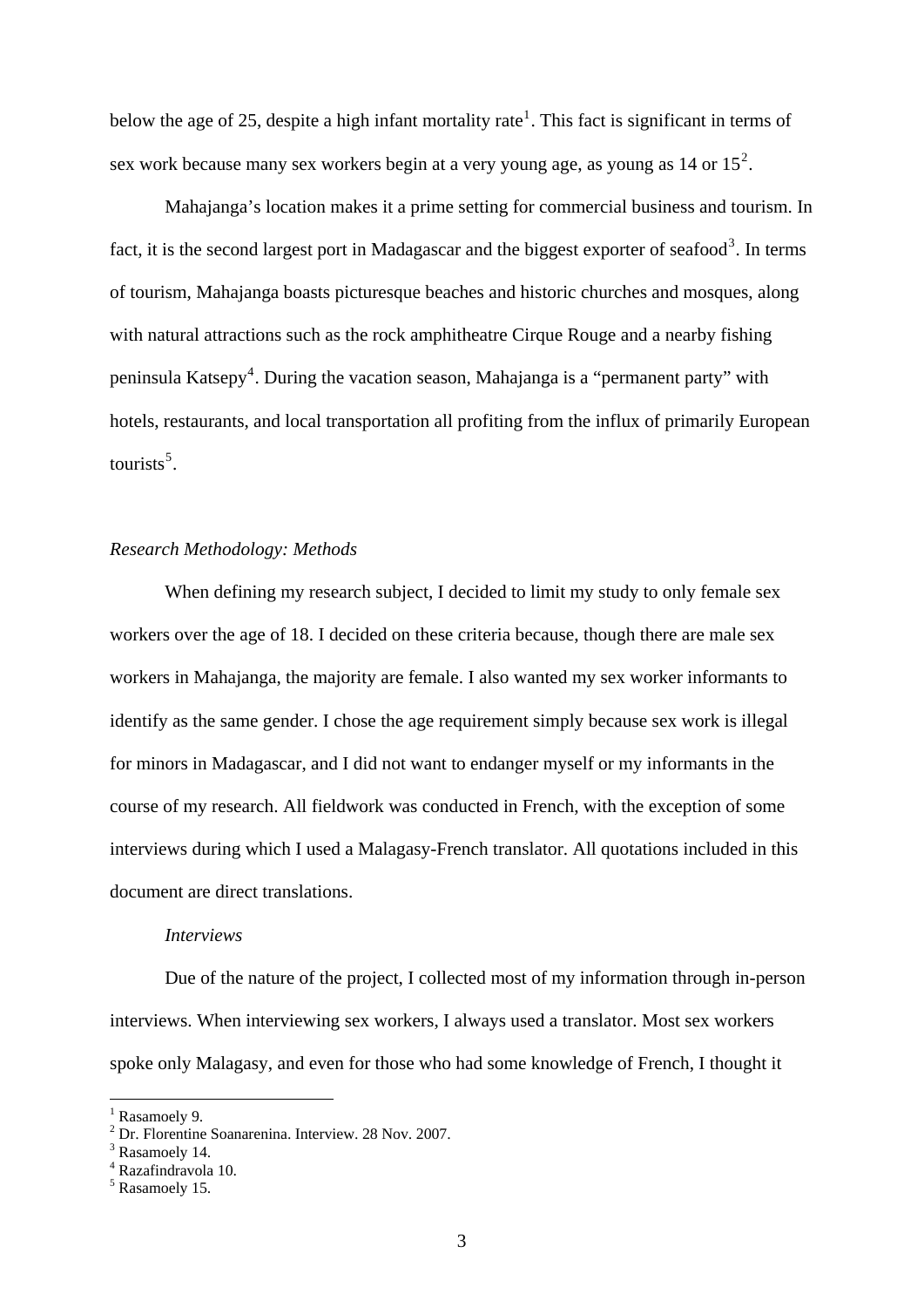below the age of 25, despite a high infant mortality rate[1]. This fact is significant in terms of sex work because many sex workers begin at a very young age, as young as 14 or 15[2].

Mahajanga's location makes it a prime setting for commercial business and tourism. In fact, it is the second largest port in Madagascar and the biggest exporter of seafood[3]. In terms of tourism, Mahajanga boasts picturesque beaches and historic churches and mosques, along with natural attractions such as the rock amphitheatre Cirque Rouge and a nearby fishing peninsula Katsepy[4]. During the vacation season, Mahajanga is a "permanent party" with hotels, restaurants, and local transportation all profiting from the influx of primarily European tourists[5].

*Research Methodology: Methods*

When defining my research subject, I decided to limit my study to only female sex workers over the age of 18. I decided on these criteria because, though there are male sex workers in Mahajanga, the majority are female. I also wanted my sex worker informants to identify as the same gender. I chose the age requirement simply because sex work is illegal for minors in Madagascar, and I did not want to endanger myself or my informants in the course of my research. All fieldwork was conducted in French, with the exception of some interviews during which I used a Malagasy-French translator. All quotations included in this document are direct translations.

*Interviews*

Due of the nature of the project, I collected most of my information through in-person interviews. When interviewing sex workers, I always used a translator. Most sex workers spoke only Malagasy, and even for those who had some knowledge of French, I thought it

---

[1] Rasamoely 9.
[2] Dr. Florentine Soanarenina. Interview. 28 Nov. 2007.
[3] Rasamoely 14.
[4] Razafindravola 10.
[5] Rasamoely 15.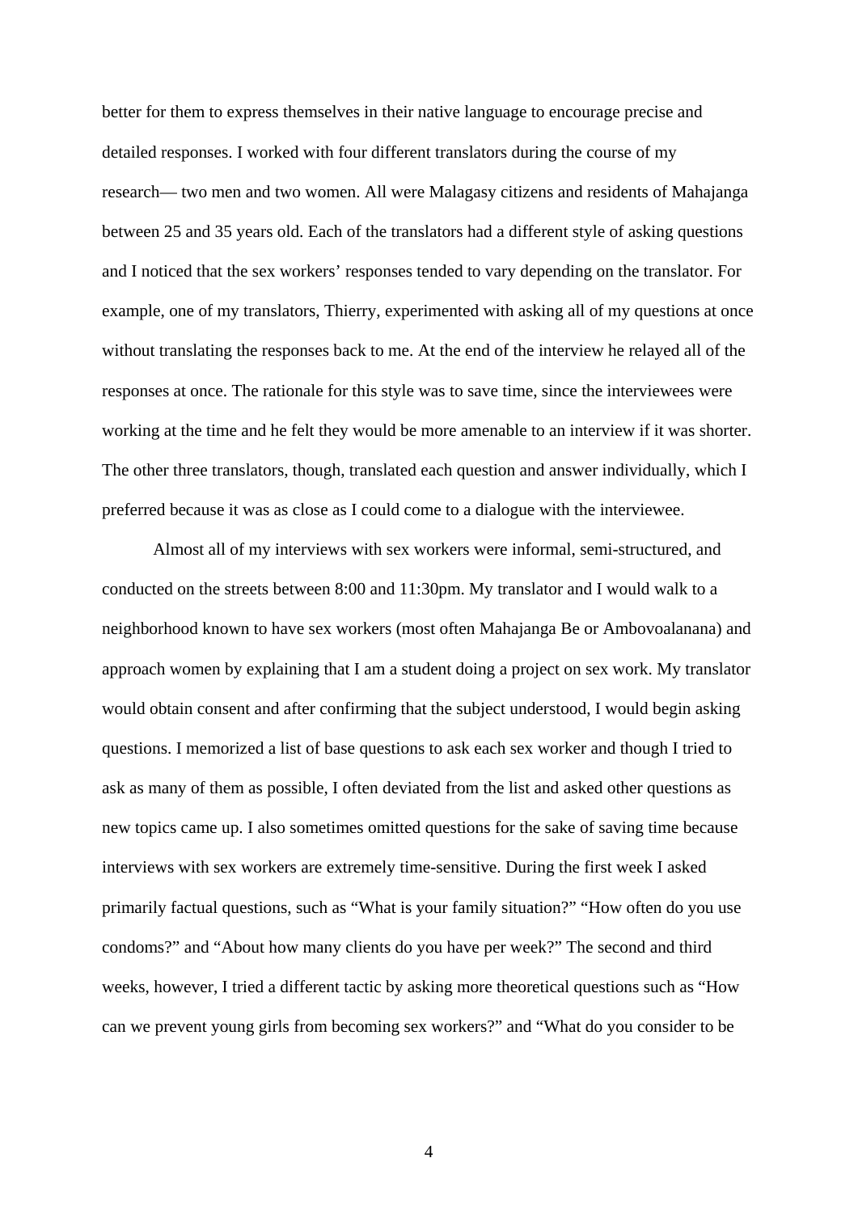better for them to express themselves in their native language to encourage precise and detailed responses. I worked with four different translators during the course of my research— two men and two women. All were Malagasy citizens and residents of Mahajanga between 25 and 35 years old. Each of the translators had a different style of asking questions and I noticed that the sex workers' responses tended to vary depending on the translator. For example, one of my translators, Thierry, experimented with asking all of my questions at once without translating the responses back to me. At the end of the interview he relayed all of the responses at once. The rationale for this style was to save time, since the interviewees were working at the time and he felt they would be more amenable to an interview if it was shorter. The other three translators, though, translated each question and answer individually, which I preferred because it was as close as I could come to a dialogue with the interviewee.

Almost all of my interviews with sex workers were informal, semi-structured, and conducted on the streets between 8:00 and 11:30pm. My translator and I would walk to a neighborhood known to have sex workers (most often Mahajanga Be or Ambovoalanana) and approach women by explaining that I am a student doing a project on sex work. My translator would obtain consent and after confirming that the subject understood, I would begin asking questions. I memorized a list of base questions to ask each sex worker and though I tried to ask as many of them as possible, I often deviated from the list and asked other questions as new topics came up. I also sometimes omitted questions for the sake of saving time because interviews with sex workers are extremely time-sensitive. During the first week I asked primarily factual questions, such as "What is your family situation?" "How often do you use condoms?" and "About how many clients do you have per week?" The second and third weeks, however, I tried a different tactic by asking more theoretical questions such as "How can we prevent young girls from becoming sex workers?" and "What do you consider to be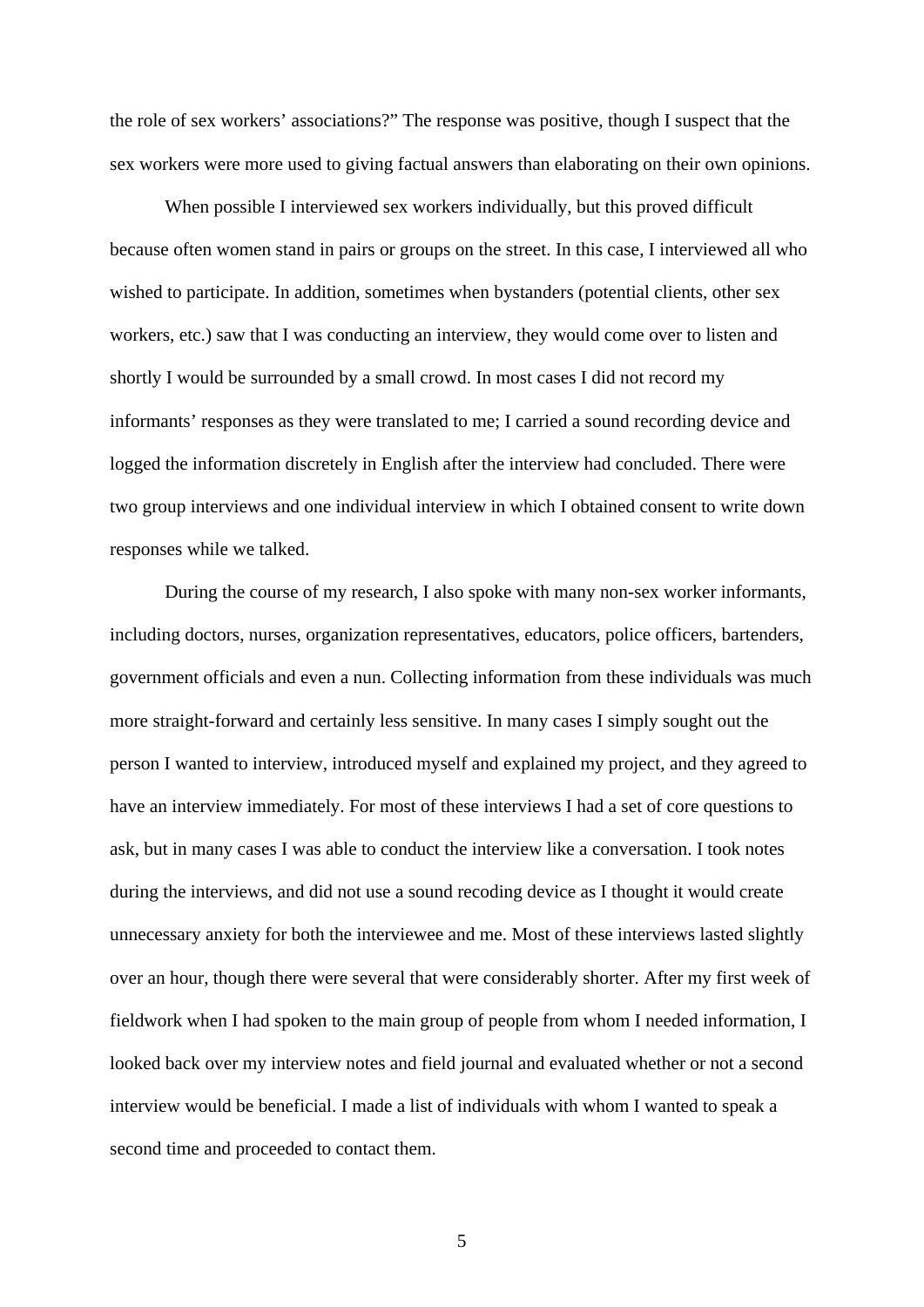the role of sex workers' associations?" The response was positive, though I suspect that the sex workers were more used to giving factual answers than elaborating on their own opinions.

When possible I interviewed sex workers individually, but this proved difficult because often women stand in pairs or groups on the street. In this case, I interviewed all who wished to participate. In addition, sometimes when bystanders (potential clients, other sex workers, etc.) saw that I was conducting an interview, they would come over to listen and shortly I would be surrounded by a small crowd. In most cases I did not record my informants' responses as they were translated to me; I carried a sound recording device and logged the information discretely in English after the interview had concluded. There were two group interviews and one individual interview in which I obtained consent to write down responses while we talked.

During the course of my research, I also spoke with many non-sex worker informants, including doctors, nurses, organization representatives, educators, police officers, bartenders, government officials and even a nun. Collecting information from these individuals was much more straight-forward and certainly less sensitive. In many cases I simply sought out the person I wanted to interview, introduced myself and explained my project, and they agreed to have an interview immediately. For most of these interviews I had a set of core questions to ask, but in many cases I was able to conduct the interview like a conversation. I took notes during the interviews, and did not use a sound recoding device as I thought it would create unnecessary anxiety for both the interviewee and me. Most of these interviews lasted slightly over an hour, though there were several that were considerably shorter. After my first week of fieldwork when I had spoken to the main group of people from whom I needed information, I looked back over my interview notes and field journal and evaluated whether or not a second interview would be beneficial. I made a list of individuals with whom I wanted to speak a second time and proceeded to contact them.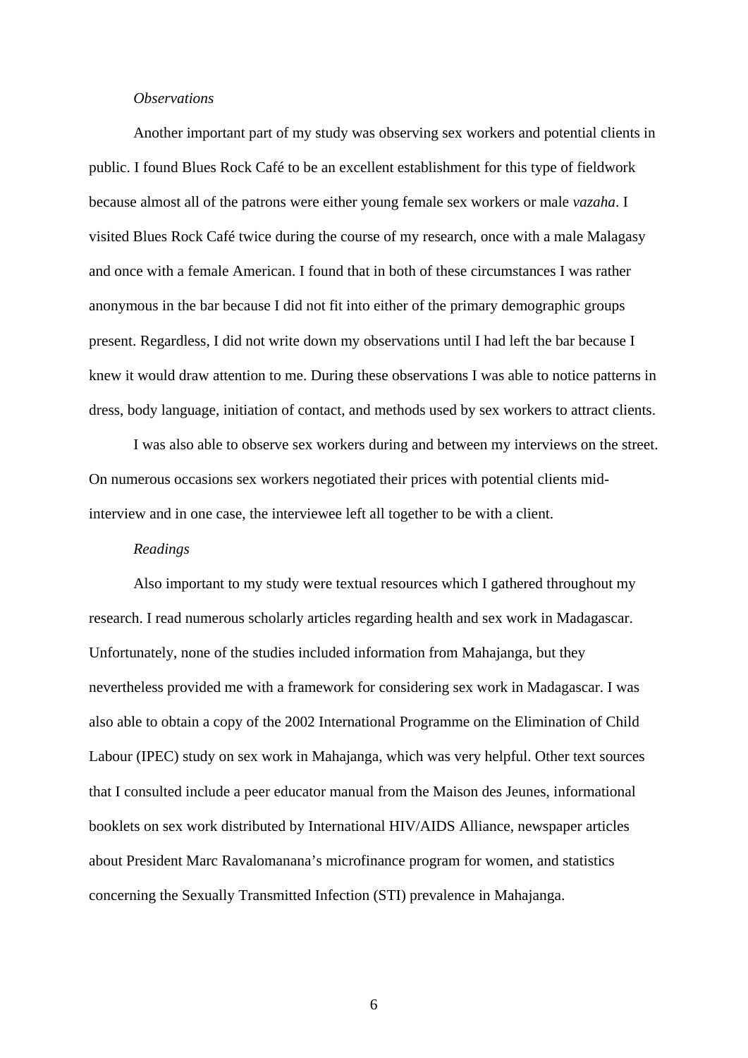*Observations*

Another important part of my study was observing sex workers and potential clients in public. I found Blues Rock Café to be an excellent establishment for this type of fieldwork because almost all of the patrons were either young female sex workers or male *vazaha*. I visited Blues Rock Café twice during the course of my research, once with a male Malagasy and once with a female American. I found that in both of these circumstances I was rather anonymous in the bar because I did not fit into either of the primary demographic groups present. Regardless, I did not write down my observations until I had left the bar because I knew it would draw attention to me. During these observations I was able to notice patterns in dress, body language, initiation of contact, and methods used by sex workers to attract clients.

I was also able to observe sex workers during and between my interviews on the street. On numerous occasions sex workers negotiated their prices with potential clients mid-interview and in one case, the interviewee left all together to be with a client.

*Readings*

Also important to my study were textual resources which I gathered throughout my research. I read numerous scholarly articles regarding health and sex work in Madagascar. Unfortunately, none of the studies included information from Mahajanga, but they nevertheless provided me with a framework for considering sex work in Madagascar. I was also able to obtain a copy of the 2002 International Programme on the Elimination of Child Labour (IPEC) study on sex work in Mahajanga, which was very helpful. Other text sources that I consulted include a peer educator manual from the Maison des Jeunes, informational booklets on sex work distributed by International HIV/AIDS Alliance, newspaper articles about President Marc Ravalomanana's microfinance program for women, and statistics concerning the Sexually Transmitted Infection (STI) prevalence in Mahajanga.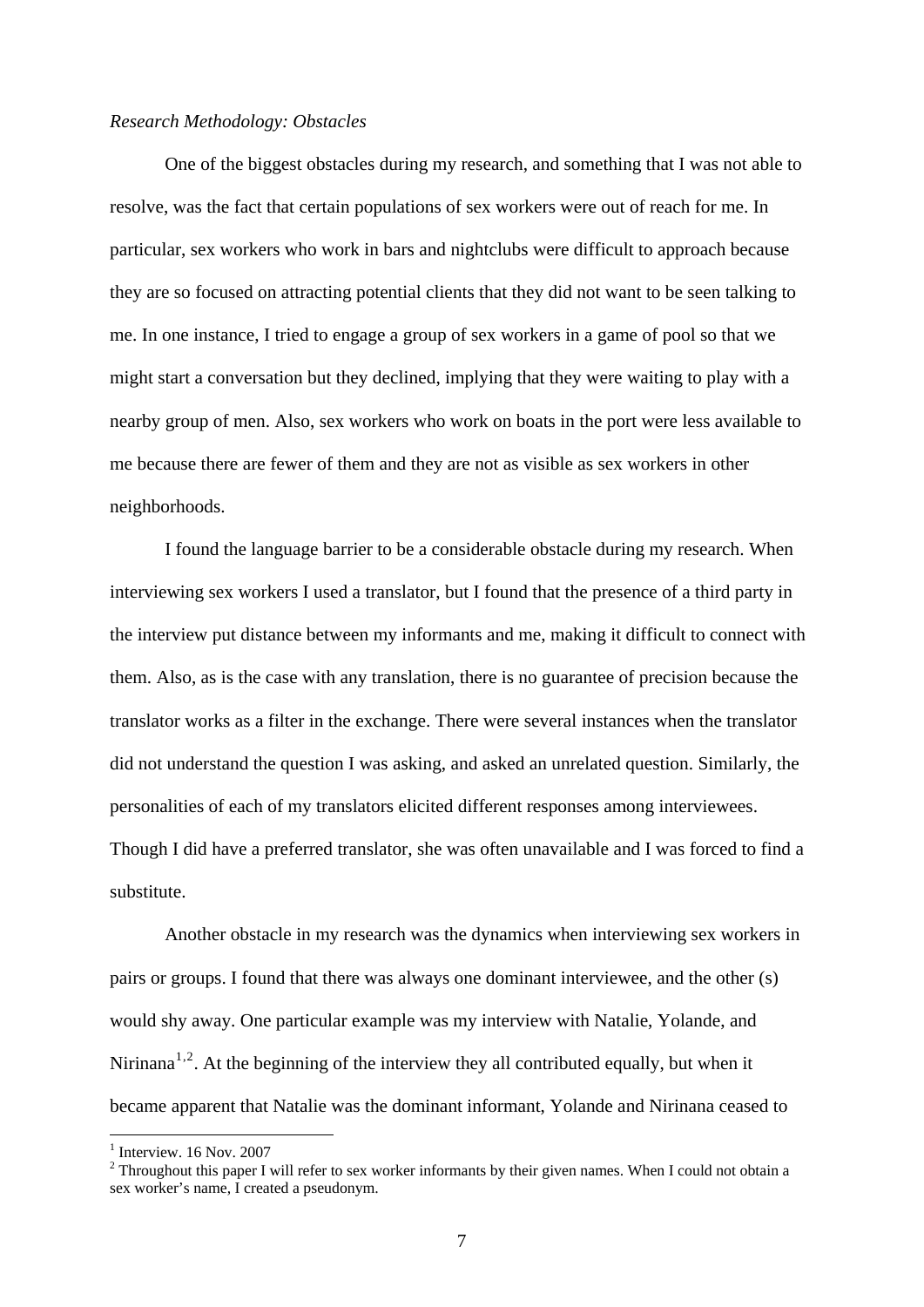*Research Methodology: Obstacles*

One of the biggest obstacles during my research, and something that I was not able to resolve, was the fact that certain populations of sex workers were out of reach for me. In particular, sex workers who work in bars and nightclubs were difficult to approach because they are so focused on attracting potential clients that they did not want to be seen talking to me. In one instance, I tried to engage a group of sex workers in a game of pool so that we might start a conversation but they declined, implying that they were waiting to play with a nearby group of men. Also, sex workers who work on boats in the port were less available to me because there are fewer of them and they are not as visible as sex workers in other neighborhoods.

I found the language barrier to be a considerable obstacle during my research. When interviewing sex workers I used a translator, but I found that the presence of a third party in the interview put distance between my informants and me, making it difficult to connect with them. Also, as is the case with any translation, there is no guarantee of precision because the translator works as a filter in the exchange. There were several instances when the translator did not understand the question I was asking, and asked an unrelated question. Similarly, the personalities of each of my translators elicited different responses among interviewees. Though I did have a preferred translator, she was often unavailable and I was forced to find a substitute.

Another obstacle in my research was the dynamics when interviewing sex workers in pairs or groups. I found that there was always one dominant interviewee, and the other (s) would shy away. One particular example was my interview with Natalie, Yolande, and Nirinana[1,2]. At the beginning of the interview they all contributed equally, but when it became apparent that Natalie was the dominant informant, Yolande and Nirinana ceased to

[1] Interview. 16 Nov. 2007

[2] Throughout this paper I will refer to sex worker informants by their given names. When I could not obtain a sex worker's name, I created a pseudonym.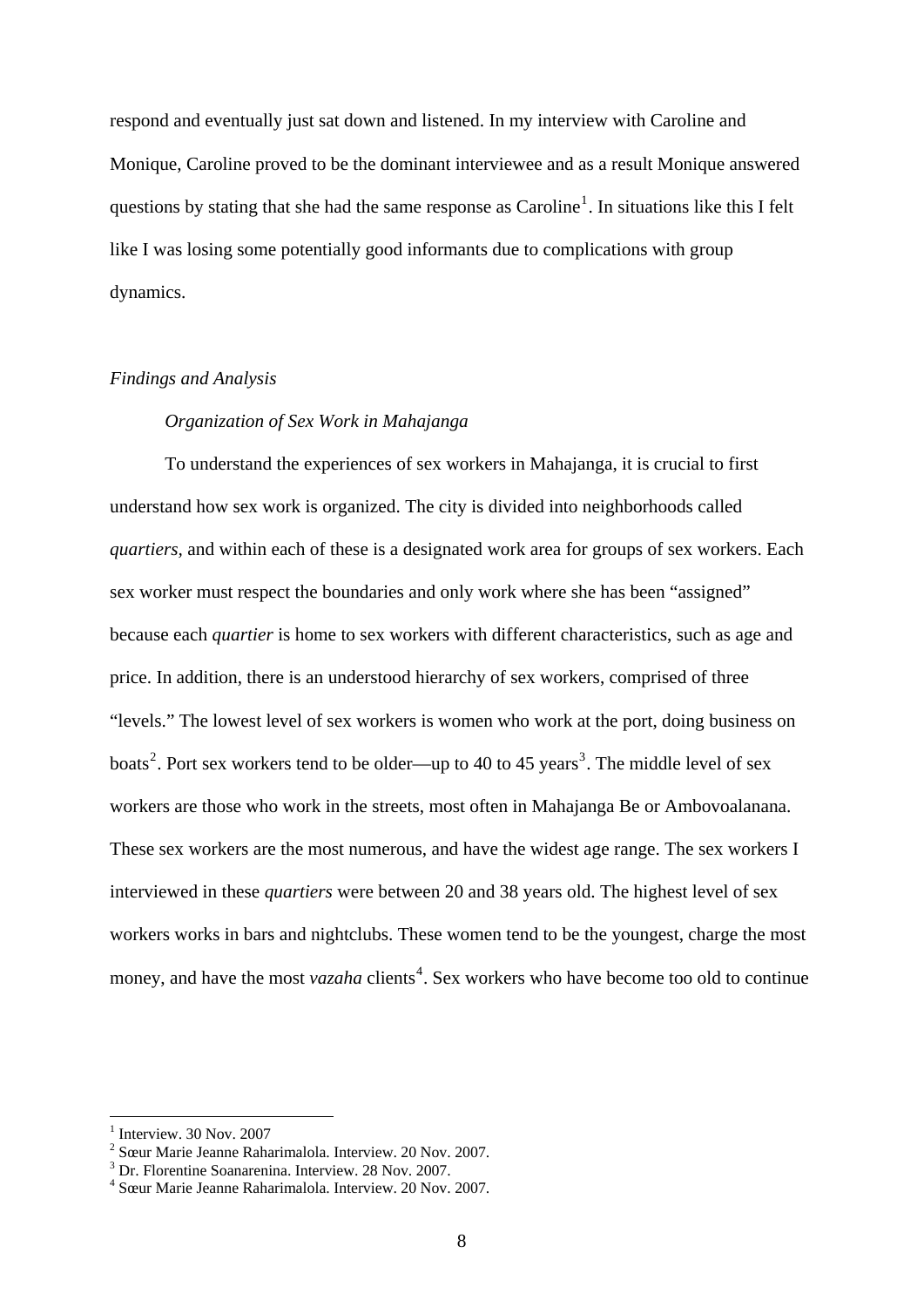respond and eventually just sat down and listened. In my interview with Caroline and Monique, Caroline proved to be the dominant interviewee and as a result Monique answered questions by stating that she had the same response as Caroline[1]. In situations like this I felt like I was losing some potentially good informants due to complications with group dynamics.

## *Findings and Analysis*

### *Organization of Sex Work in Mahajanga*

To understand the experiences of sex workers in Mahajanga, it is crucial to first understand how sex work is organized. The city is divided into neighborhoods called *quartiers*, and within each of these is a designated work area for groups of sex workers. Each sex worker must respect the boundaries and only work where she has been "assigned" because each *quartier* is home to sex workers with different characteristics, such as age and price. In addition, there is an understood hierarchy of sex workers, comprised of three "levels." The lowest level of sex workers is women who work at the port, doing business on boats[2]. Port sex workers tend to be older—up to 40 to 45 years[3]. The middle level of sex workers are those who work in the streets, most often in Mahajanga Be or Ambovoalanana. These sex workers are the most numerous, and have the widest age range. The sex workers I interviewed in these *quartiers* were between 20 and 38 years old. The highest level of sex workers works in bars and nightclubs. These women tend to be the youngest, charge the most money, and have the most *vazaha* clients[4]. Sex workers who have become too old to continue

---

[1] Interview. 30 Nov. 2007

[2] Sœur Marie Jeanne Raharimalola. Interview. 20 Nov. 2007.

[3] Dr. Florentine Soanarenina. Interview. 28 Nov. 2007.

[4] Sœur Marie Jeanne Raharimalola. Interview. 20 Nov. 2007.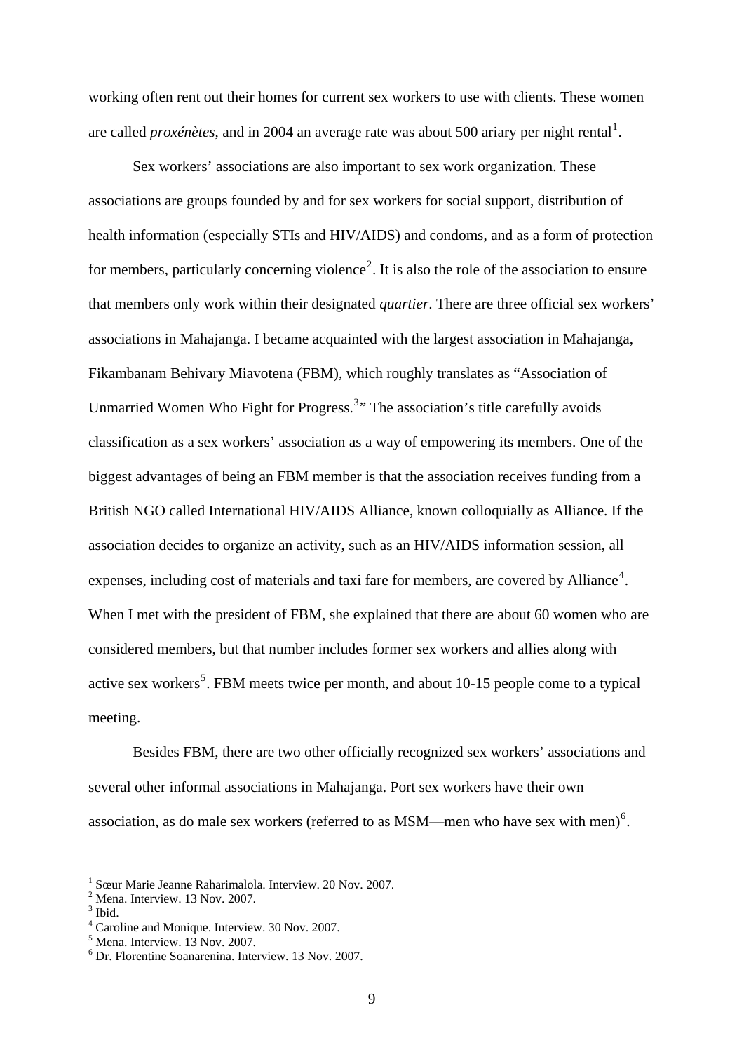working often rent out their homes for current sex workers to use with clients. These women are called *proxénètes*, and in 2004 an average rate was about 500 ariary per night rental[1].

Sex workers' associations are also important to sex work organization. These associations are groups founded by and for sex workers for social support, distribution of health information (especially STIs and HIV/AIDS) and condoms, and as a form of protection for members, particularly concerning violence[2]. It is also the role of the association to ensure that members only work within their designated *quartier*. There are three official sex workers' associations in Mahajanga. I became acquainted with the largest association in Mahajanga, Fikambanam Behivary Miavotena (FBM), which roughly translates as "Association of Unmarried Women Who Fight for Progress.[3]" The association's title carefully avoids classification as a sex workers' association as a way of empowering its members. One of the biggest advantages of being an FBM member is that the association receives funding from a British NGO called International HIV/AIDS Alliance, known colloquially as Alliance. If the association decides to organize an activity, such as an HIV/AIDS information session, all expenses, including cost of materials and taxi fare for members, are covered by Alliance[4]. When I met with the president of FBM, she explained that there are about 60 women who are considered members, but that number includes former sex workers and allies along with active sex workers[5]. FBM meets twice per month, and about 10-15 people come to a typical meeting.

Besides FBM, there are two other officially recognized sex workers' associations and several other informal associations in Mahajanga. Port sex workers have their own association, as do male sex workers (referred to as MSM—men who have sex with men)[6].

---

[1] Sœur Marie Jeanne Raharimalola. Interview. 20 Nov. 2007.
[2] Mena. Interview. 13 Nov. 2007.
[3] Ibid.
[4] Caroline and Monique. Interview. 30 Nov. 2007.
[5] Mena. Interview. 13 Nov. 2007.
[6] Dr. Florentine Soanarenina. Interview. 13 Nov. 2007.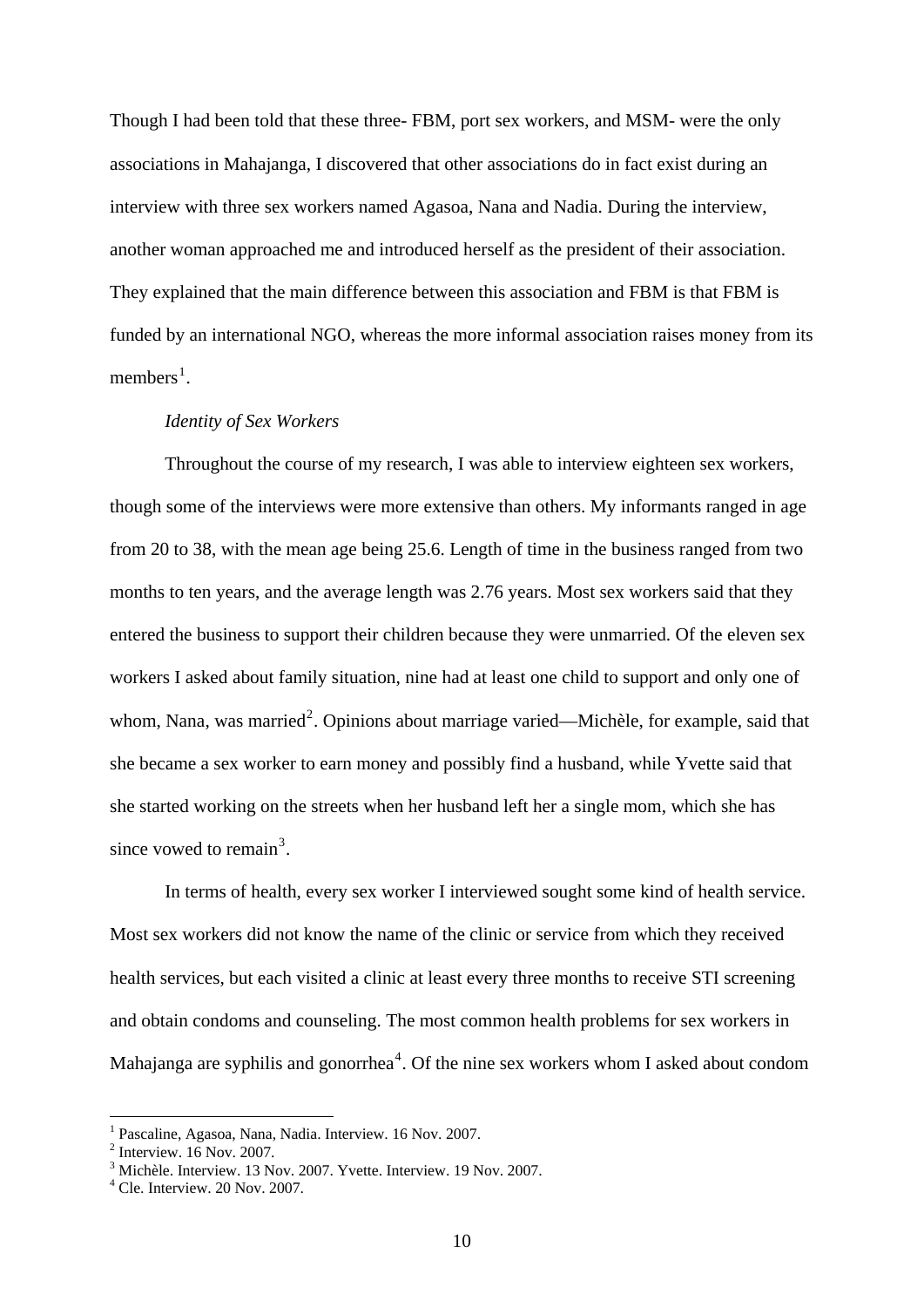Though I had been told that these three- FBM, port sex workers, and MSM- were the only associations in Mahajanga, I discovered that other associations do in fact exist during an interview with three sex workers named Agasoa, Nana and Nadia. During the interview, another woman approached me and introduced herself as the president of their association. They explained that the main difference between this association and FBM is that FBM is funded by an international NGO, whereas the more informal association raises money from its members[1].

*Identity of Sex Workers*

Throughout the course of my research, I was able to interview eighteen sex workers, though some of the interviews were more extensive than others. My informants ranged in age from 20 to 38, with the mean age being 25.6. Length of time in the business ranged from two months to ten years, and the average length was 2.76 years. Most sex workers said that they entered the business to support their children because they were unmarried. Of the eleven sex workers I asked about family situation, nine had at least one child to support and only one of whom, Nana, was married[2]. Opinions about marriage varied—Michèle, for example, said that she became a sex worker to earn money and possibly find a husband, while Yvette said that she started working on the streets when her husband left her a single mom, which she has since vowed to remain[3].

In terms of health, every sex worker I interviewed sought some kind of health service. Most sex workers did not know the name of the clinic or service from which they received health services, but each visited a clinic at least every three months to receive STI screening and obtain condoms and counseling. The most common health problems for sex workers in Mahajanga are syphilis and gonorrhea[4]. Of the nine sex workers whom I asked about condom

---

[1] Pascaline, Agasoa, Nana, Nadia. Interview. 16 Nov. 2007.

[2] Interview. 16 Nov. 2007.

[3] Michèle. Interview. 13 Nov. 2007. Yvette. Interview. 19 Nov. 2007.

[4] Cle. Interview. 20 Nov. 2007.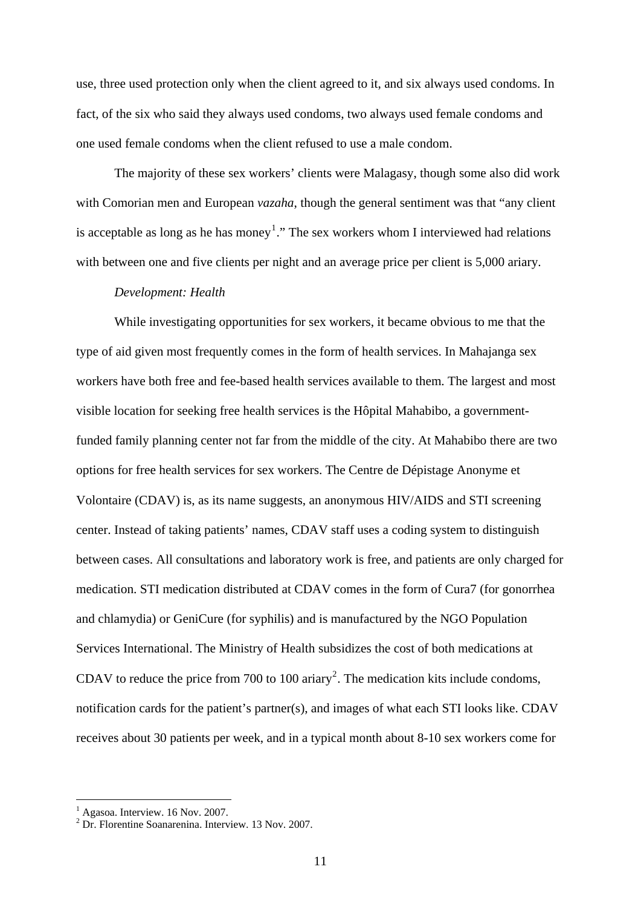use, three used protection only when the client agreed to it, and six always used condoms. In fact, of the six who said they always used condoms, two always used female condoms and one used female condoms when the client refused to use a male condom.

The majority of these sex workers' clients were Malagasy, though some also did work with Comorian men and European *vazaha*, though the general sentiment was that "any client is acceptable as long as he has money[1]." The sex workers whom I interviewed had relations with between one and five clients per night and an average price per client is 5,000 ariary.

*Development: Health*

While investigating opportunities for sex workers, it became obvious to me that the type of aid given most frequently comes in the form of health services. In Mahajanga sex workers have both free and fee-based health services available to them. The largest and most visible location for seeking free health services is the Hôpital Mahabibo, a government-funded family planning center not far from the middle of the city. At Mahabibo there are two options for free health services for sex workers. The Centre de Dépistage Anonyme et Volontaire (CDAV) is, as its name suggests, an anonymous HIV/AIDS and STI screening center. Instead of taking patients' names, CDAV staff uses a coding system to distinguish between cases. All consultations and laboratory work is free, and patients are only charged for medication. STI medication distributed at CDAV comes in the form of Cura7 (for gonorrhea and chlamydia) or GeniCure (for syphilis) and is manufactured by the NGO Population Services International. The Ministry of Health subsidizes the cost of both medications at CDAV to reduce the price from 700 to 100 ariary[2]. The medication kits include condoms, notification cards for the patient's partner(s), and images of what each STI looks like. CDAV receives about 30 patients per week, and in a typical month about 8-10 sex workers come for

[1] Agasoa. Interview. 16 Nov. 2007.
[2] Dr. Florentine Soanarenina. Interview. 13 Nov. 2007.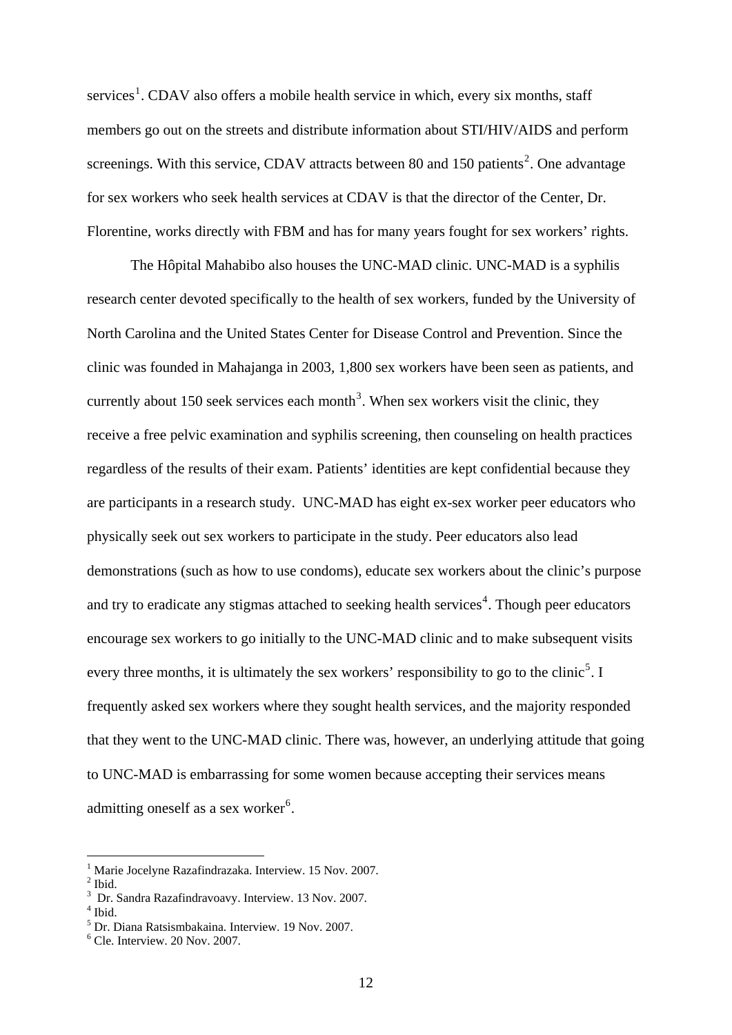services[1]. CDAV also offers a mobile health service in which, every six months, staff members go out on the streets and distribute information about STI/HIV/AIDS and perform screenings. With this service, CDAV attracts between 80 and 150 patients[2]. One advantage for sex workers who seek health services at CDAV is that the director of the Center, Dr. Florentine, works directly with FBM and has for many years fought for sex workers' rights.

The Hôpital Mahabibo also houses the UNC-MAD clinic. UNC-MAD is a syphilis research center devoted specifically to the health of sex workers, funded by the University of North Carolina and the United States Center for Disease Control and Prevention. Since the clinic was founded in Mahajanga in 2003, 1,800 sex workers have been seen as patients, and currently about 150 seek services each month[3]. When sex workers visit the clinic, they receive a free pelvic examination and syphilis screening, then counseling on health practices regardless of the results of their exam. Patients' identities are kept confidential because they are participants in a research study. UNC-MAD has eight ex-sex worker peer educators who physically seek out sex workers to participate in the study. Peer educators also lead demonstrations (such as how to use condoms), educate sex workers about the clinic's purpose and try to eradicate any stigmas attached to seeking health services[4]. Though peer educators encourage sex workers to go initially to the UNC-MAD clinic and to make subsequent visits every three months, it is ultimately the sex workers' responsibility to go to the clinic[5]. I frequently asked sex workers where they sought health services, and the majority responded that they went to the UNC-MAD clinic. There was, however, an underlying attitude that going to UNC-MAD is embarrassing for some women because accepting their services means admitting oneself as a sex worker[6].

---

[1] Marie Jocelyne Razafindrazaka. Interview. 15 Nov. 2007.

[2] Ibid.

[3] Dr. Sandra Razafindravoavy. Interview. 13 Nov. 2007.

[4] Ibid.

[5] Dr. Diana Ratsismbakaina. Interview. 19 Nov. 2007.

[6] Cle. Interview. 20 Nov. 2007.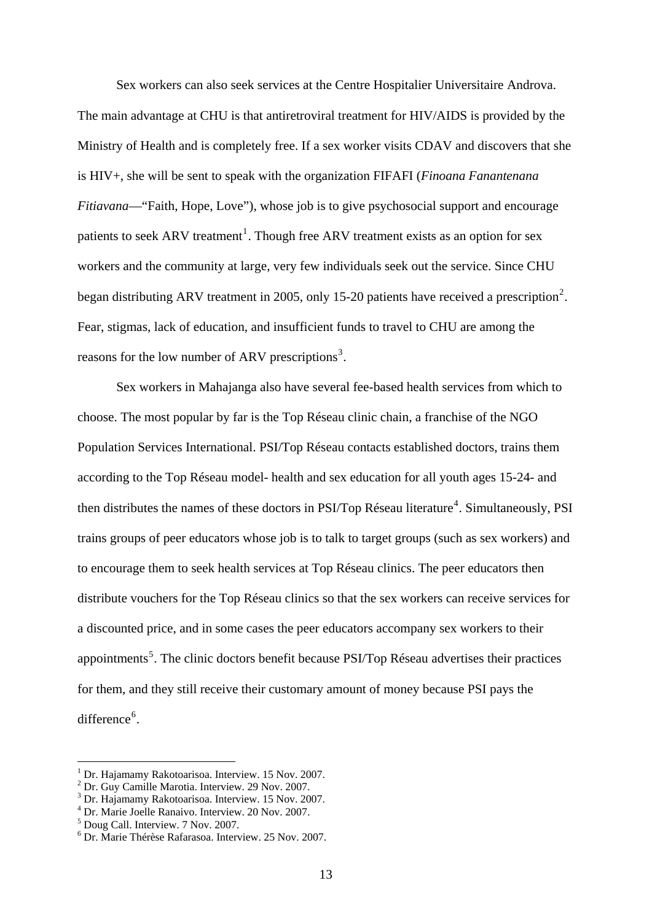Sex workers can also seek services at the Centre Hospitalier Universitaire Androva. The main advantage at CHU is that antiretroviral treatment for HIV/AIDS is provided by the Ministry of Health and is completely free. If a sex worker visits CDAV and discovers that she is HIV+, she will be sent to speak with the organization FIFAFI (*Finoana Fanantenana Fitiavana*—"Faith, Hope, Love"), whose job is to give psychosocial support and encourage patients to seek ARV treatment[1]. Though free ARV treatment exists as an option for sex workers and the community at large, very few individuals seek out the service. Since CHU began distributing ARV treatment in 2005, only 15-20 patients have received a prescription[2]. Fear, stigmas, lack of education, and insufficient funds to travel to CHU are among the reasons for the low number of ARV prescriptions[3].

Sex workers in Mahajanga also have several fee-based health services from which to choose. The most popular by far is the Top Réseau clinic chain, a franchise of the NGO Population Services International. PSI/Top Réseau contacts established doctors, trains them according to the Top Réseau model- health and sex education for all youth ages 15-24- and then distributes the names of these doctors in PSI/Top Réseau literature[4]. Simultaneously, PSI trains groups of peer educators whose job is to talk to target groups (such as sex workers) and to encourage them to seek health services at Top Réseau clinics. The peer educators then distribute vouchers for the Top Réseau clinics so that the sex workers can receive services for a discounted price, and in some cases the peer educators accompany sex workers to their appointments[5]. The clinic doctors benefit because PSI/Top Réseau advertises their practices for them, and they still receive their customary amount of money because PSI pays the difference[6].

---

[1] Dr. Hajamamy Rakotoarisoa. Interview. 15 Nov. 2007.
[2] Dr. Guy Camille Marotia. Interview. 29 Nov. 2007.
[3] Dr. Hajamamy Rakotoarisoa. Interview. 15 Nov. 2007.
[4] Dr. Marie Joelle Ranaivo. Interview. 20 Nov. 2007.
[5] Doug Call. Interview. 7 Nov. 2007.
[6] Dr. Marie Thérèse Rafarasoa. Interview. 25 Nov. 2007.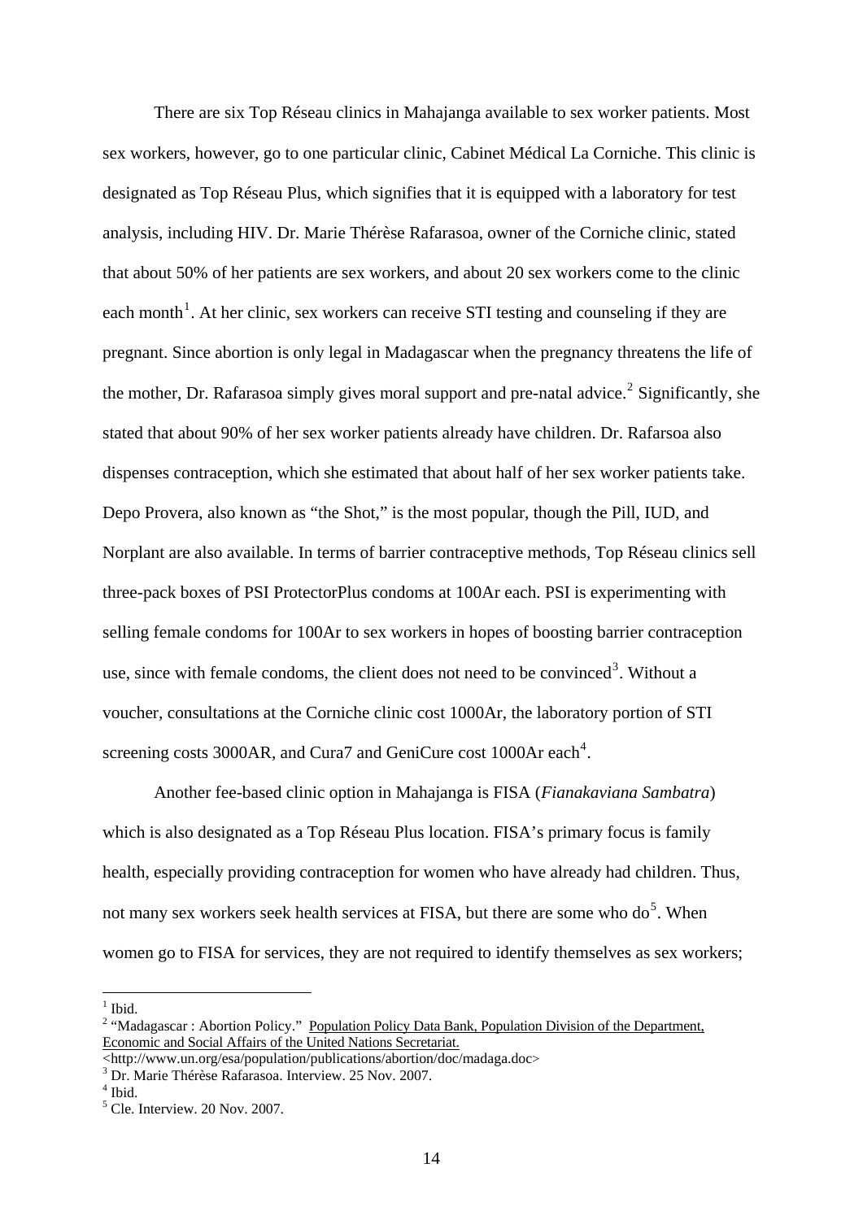There are six Top Réseau clinics in Mahajanga available to sex worker patients. Most sex workers, however, go to one particular clinic, Cabinet Médical La Corniche. This clinic is designated as Top Réseau Plus, which signifies that it is equipped with a laboratory for test analysis, including HIV. Dr. Marie Thérèse Rafarasoa, owner of the Corniche clinic, stated that about 50% of her patients are sex workers, and about 20 sex workers come to the clinic each month[1]. At her clinic, sex workers can receive STI testing and counseling if they are pregnant. Since abortion is only legal in Madagascar when the pregnancy threatens the life of the mother, Dr. Rafarasoa simply gives moral support and pre-natal advice.[2] Significantly, she stated that about 90% of her sex worker patients already have children. Dr. Rafarsoa also dispenses contraception, which she estimated that about half of her sex worker patients take. Depo Provera, also known as "the Shot," is the most popular, though the Pill, IUD, and Norplant are also available. In terms of barrier contraceptive methods, Top Réseau clinics sell three-pack boxes of PSI ProtectorPlus condoms at 100Ar each. PSI is experimenting with selling female condoms for 100Ar to sex workers in hopes of boosting barrier contraception use, since with female condoms, the client does not need to be convinced[3]. Without a voucher, consultations at the Corniche clinic cost 1000Ar, the laboratory portion of STI screening costs 3000AR, and Cura7 and GeniCure cost 1000Ar each[4].

Another fee-based clinic option in Mahajanga is FISA (*Fianakaviana Sambatra*) which is also designated as a Top Réseau Plus location. FISA's primary focus is family health, especially providing contraception for women who have already had children. Thus, not many sex workers seek health services at FISA, but there are some who do[5]. When women go to FISA for services, they are not required to identify themselves as sex workers;

---

[1] Ibid.

[2] "Madagascar : Abortion Policy." Population Policy Data Bank, Population Division of the Department, Economic and Social Affairs of the United Nations Secretariat. <http://www.un.org/esa/population/publications/abortion/doc/madaga.doc>

[3] Dr. Marie Thérèse Rafarasoa. Interview. 25 Nov. 2007.

[4] Ibid.

[5] Cle. Interview. 20 Nov. 2007.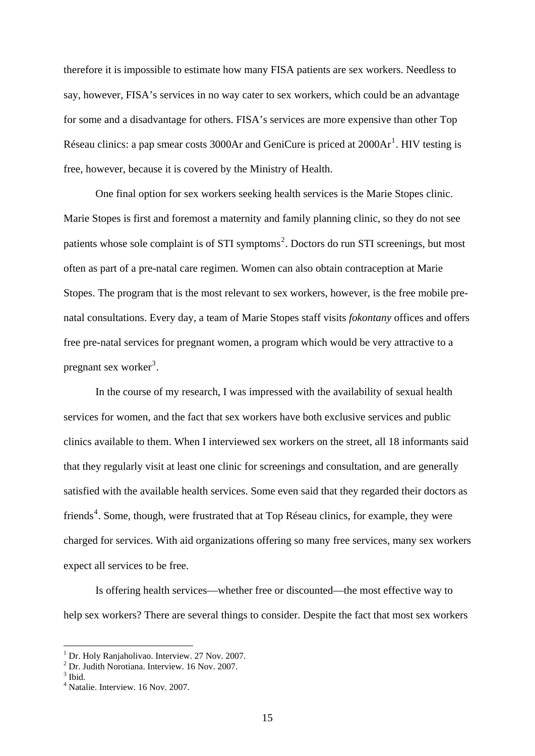therefore it is impossible to estimate how many FISA patients are sex workers. Needless to say, however, FISA's services in no way cater to sex workers, which could be an advantage for some and a disadvantage for others. FISA's services are more expensive than other Top Réseau clinics: a pap smear costs 3000Ar and GeniCure is priced at 2000Ar[1]. HIV testing is free, however, because it is covered by the Ministry of Health.

One final option for sex workers seeking health services is the Marie Stopes clinic. Marie Stopes is first and foremost a maternity and family planning clinic, so they do not see patients whose sole complaint is of STI symptoms[2]. Doctors do run STI screenings, but most often as part of a pre-natal care regimen. Women can also obtain contraception at Marie Stopes. The program that is the most relevant to sex workers, however, is the free mobile pre-natal consultations. Every day, a team of Marie Stopes staff visits *fokontany* offices and offers free pre-natal services for pregnant women, a program which would be very attractive to a pregnant sex worker[3].

In the course of my research, I was impressed with the availability of sexual health services for women, and the fact that sex workers have both exclusive services and public clinics available to them. When I interviewed sex workers on the street, all 18 informants said that they regularly visit at least one clinic for screenings and consultation, and are generally satisfied with the available health services. Some even said that they regarded their doctors as friends[4]. Some, though, were frustrated that at Top Réseau clinics, for example, they were charged for services. With aid organizations offering so many free services, many sex workers expect all services to be free.

Is offering health services—whether free or discounted—the most effective way to help sex workers? There are several things to consider. Despite the fact that most sex workers

---

[1] Dr. Holy Ranjaholivao. Interview. 27 Nov. 2007.
[2] Dr. Judith Norotiana. Interview. 16 Nov. 2007.
[3] Ibid.
[4] Natalie. Interview. 16 Nov. 2007.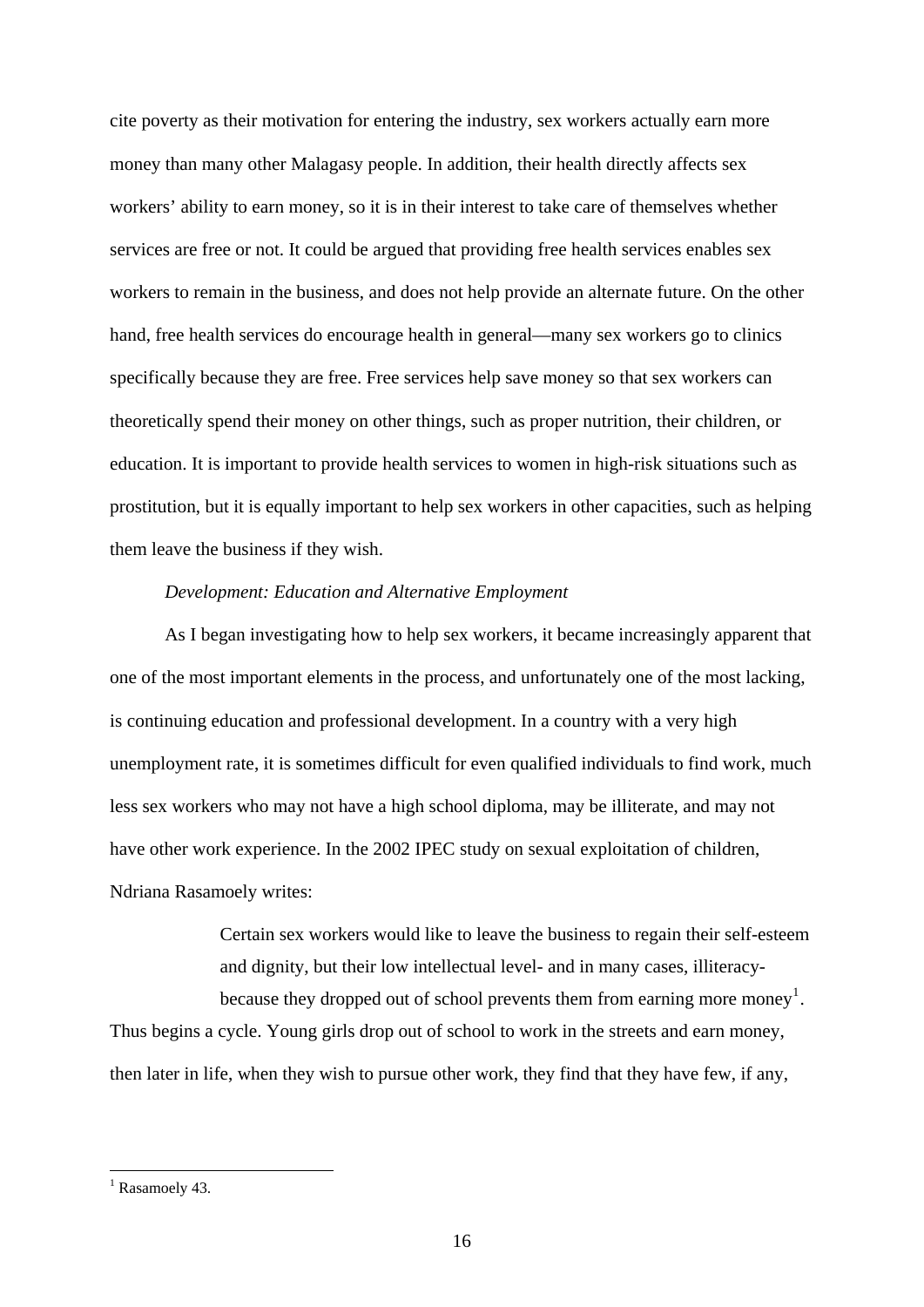cite poverty as their motivation for entering the industry, sex workers actually earn more money than many other Malagasy people. In addition, their health directly affects sex workers' ability to earn money, so it is in their interest to take care of themselves whether services are free or not. It could be argued that providing free health services enables sex workers to remain in the business, and does not help provide an alternate future. On the other hand, free health services do encourage health in general—many sex workers go to clinics specifically because they are free. Free services help save money so that sex workers can theoretically spend their money on other things, such as proper nutrition, their children, or education. It is important to provide health services to women in high-risk situations such as prostitution, but it is equally important to help sex workers in other capacities, such as helping them leave the business if they wish.

*Development: Education and Alternative Employment*

As I began investigating how to help sex workers, it became increasingly apparent that one of the most important elements in the process, and unfortunately one of the most lacking, is continuing education and professional development. In a country with a very high unemployment rate, it is sometimes difficult for even qualified individuals to find work, much less sex workers who may not have a high school diploma, may be illiterate, and may not have other work experience. In the 2002 IPEC study on sexual exploitation of children, Ndriana Rasamoely writes:

> Certain sex workers would like to leave the business to regain their self-esteem and dignity, but their low intellectual level- and in many cases, illiteracy- because they dropped out of school prevents them from earning more money[1].

Thus begins a cycle. Young girls drop out of school to work in the streets and earn money, then later in life, when they wish to pursue other work, they find that they have few, if any,

[1] Rasamoely 43.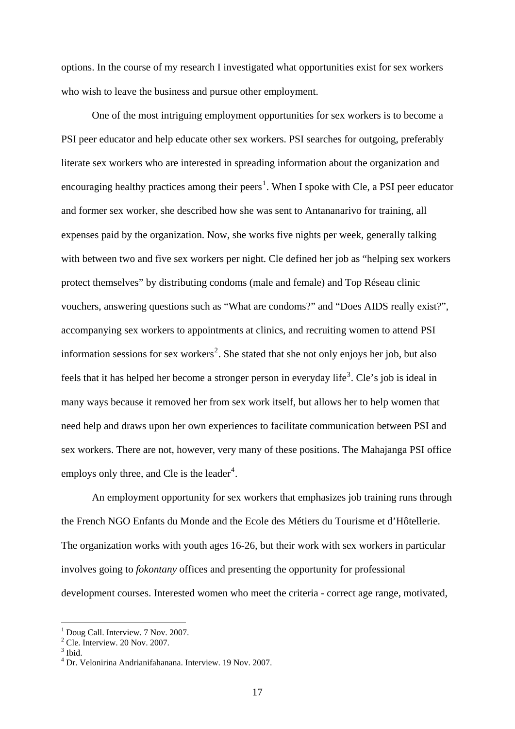options. In the course of my research I investigated what opportunities exist for sex workers who wish to leave the business and pursue other employment.

One of the most intriguing employment opportunities for sex workers is to become a PSI peer educator and help educate other sex workers. PSI searches for outgoing, preferably literate sex workers who are interested in spreading information about the organization and encouraging healthy practices among their peers[1]. When I spoke with Cle, a PSI peer educator and former sex worker, she described how she was sent to Antananarivo for training, all expenses paid by the organization. Now, she works five nights per week, generally talking with between two and five sex workers per night. Cle defined her job as "helping sex workers protect themselves" by distributing condoms (male and female) and Top Réseau clinic vouchers, answering questions such as "What are condoms?" and "Does AIDS really exist?", accompanying sex workers to appointments at clinics, and recruiting women to attend PSI information sessions for sex workers[2]. She stated that she not only enjoys her job, but also feels that it has helped her become a stronger person in everyday life[3]. Cle's job is ideal in many ways because it removed her from sex work itself, but allows her to help women that need help and draws upon her own experiences to facilitate communication between PSI and sex workers. There are not, however, very many of these positions. The Mahajanga PSI office employs only three, and Cle is the leader[4].

An employment opportunity for sex workers that emphasizes job training runs through the French NGO Enfants du Monde and the Ecole des Métiers du Tourisme et d'Hôtellerie. The organization works with youth ages 16-26, but their work with sex workers in particular involves going to *fokontany* offices and presenting the opportunity for professional development courses. Interested women who meet the criteria - correct age range, motivated,

---

[1] Doug Call. Interview. 7 Nov. 2007.
[2] Cle. Interview. 20 Nov. 2007.
[3] Ibid.
[4] Dr. Velonirina Andrianifahanana. Interview. 19 Nov. 2007.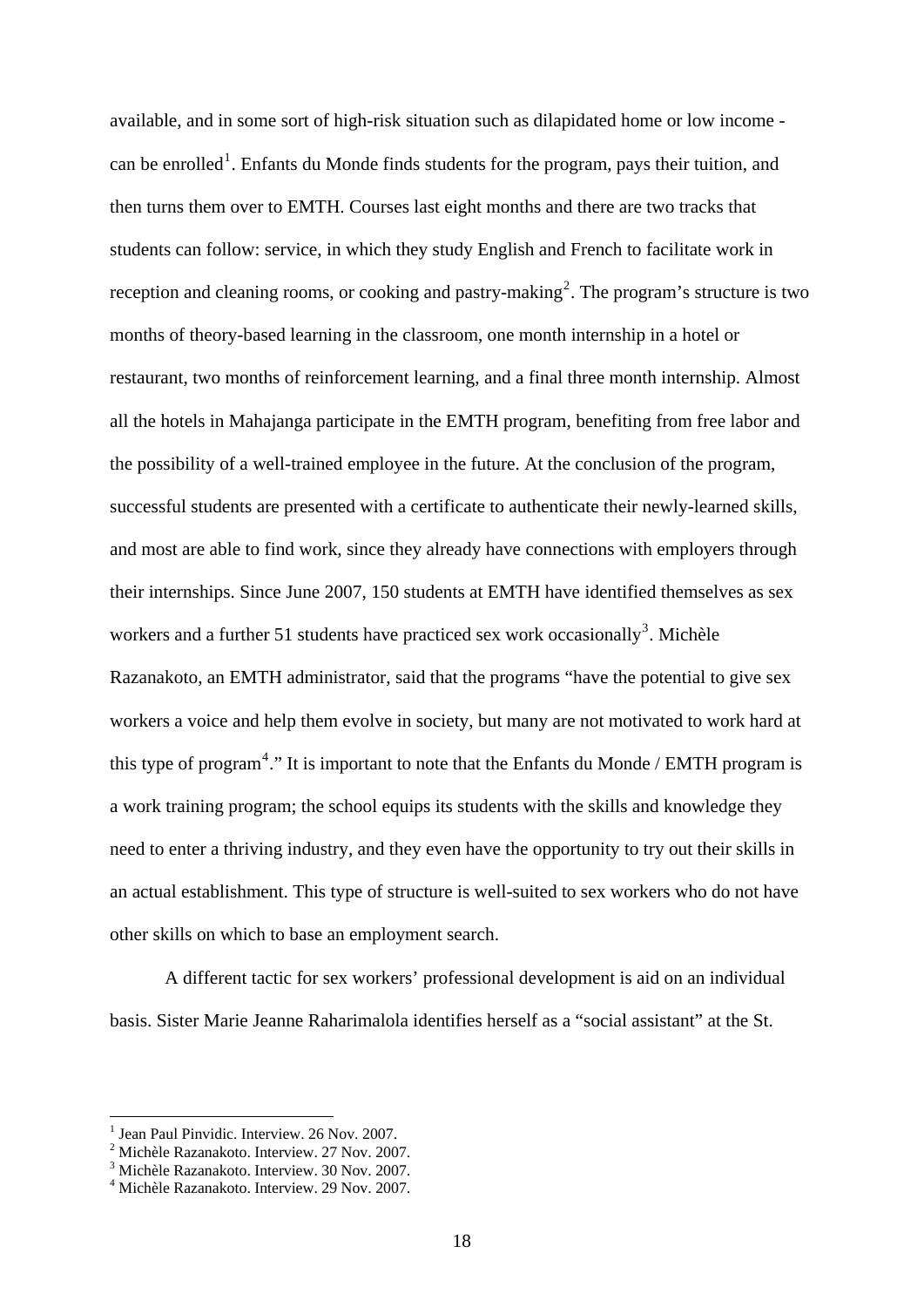available, and in some sort of high-risk situation such as dilapidated home or low income - can be enrolled[1]. Enfants du Monde finds students for the program, pays their tuition, and then turns them over to EMTH. Courses last eight months and there are two tracks that students can follow: service, in which they study English and French to facilitate work in reception and cleaning rooms, or cooking and pastry-making[2]. The program's structure is two months of theory-based learning in the classroom, one month internship in a hotel or restaurant, two months of reinforcement learning, and a final three month internship. Almost all the hotels in Mahajanga participate in the EMTH program, benefiting from free labor and the possibility of a well-trained employee in the future. At the conclusion of the program, successful students are presented with a certificate to authenticate their newly-learned skills, and most are able to find work, since they already have connections with employers through their internships. Since June 2007, 150 students at EMTH have identified themselves as sex workers and a further 51 students have practiced sex work occasionally[3]. Michèle Razanakoto, an EMTH administrator, said that the programs "have the potential to give sex workers a voice and help them evolve in society, but many are not motivated to work hard at this type of program[4]." It is important to note that the Enfants du Monde / EMTH program is a work training program; the school equips its students with the skills and knowledge they need to enter a thriving industry, and they even have the opportunity to try out their skills in an actual establishment. This type of structure is well-suited to sex workers who do not have other skills on which to base an employment search.

A different tactic for sex workers' professional development is aid on an individual basis. Sister Marie Jeanne Raharimalola identifies herself as a "social assistant" at the St.

---

[1] Jean Paul Pinvidic. Interview. 26 Nov. 2007.
[2] Michèle Razanakoto. Interview. 27 Nov. 2007.
[3] Michèle Razanakoto. Interview. 30 Nov. 2007.
[4] Michèle Razanakoto. Interview. 29 Nov. 2007.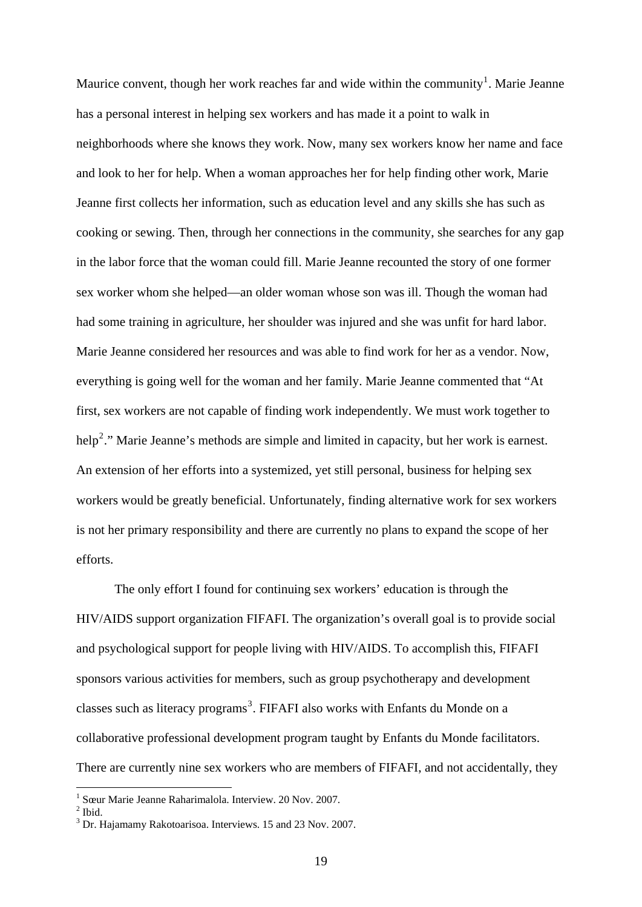Maurice convent, though her work reaches far and wide within the community[1]. Marie Jeanne has a personal interest in helping sex workers and has made it a point to walk in neighborhoods where she knows they work. Now, many sex workers know her name and face and look to her for help. When a woman approaches her for help finding other work, Marie Jeanne first collects her information, such as education level and any skills she has such as cooking or sewing. Then, through her connections in the community, she searches for any gap in the labor force that the woman could fill. Marie Jeanne recounted the story of one former sex worker whom she helped—an older woman whose son was ill. Though the woman had had some training in agriculture, her shoulder was injured and she was unfit for hard labor. Marie Jeanne considered her resources and was able to find work for her as a vendor. Now, everything is going well for the woman and her family. Marie Jeanne commented that "At first, sex workers are not capable of finding work independently. We must work together to help[2]." Marie Jeanne's methods are simple and limited in capacity, but her work is earnest. An extension of her efforts into a systemized, yet still personal, business for helping sex workers would be greatly beneficial. Unfortunately, finding alternative work for sex workers is not her primary responsibility and there are currently no plans to expand the scope of her efforts.

The only effort I found for continuing sex workers' education is through the HIV/AIDS support organization FIFAFI. The organization's overall goal is to provide social and psychological support for people living with HIV/AIDS. To accomplish this, FIFAFI sponsors various activities for members, such as group psychotherapy and development classes such as literacy programs[3]. FIFAFI also works with Enfants du Monde on a collaborative professional development program taught by Enfants du Monde facilitators. There are currently nine sex workers who are members of FIFAFI, and not accidentally, they

---

[1] Sœur Marie Jeanne Raharimalola. Interview. 20 Nov. 2007.

[2] Ibid.

[3] Dr. Hajamamy Rakotoarisoa. Interviews. 15 and 23 Nov. 2007.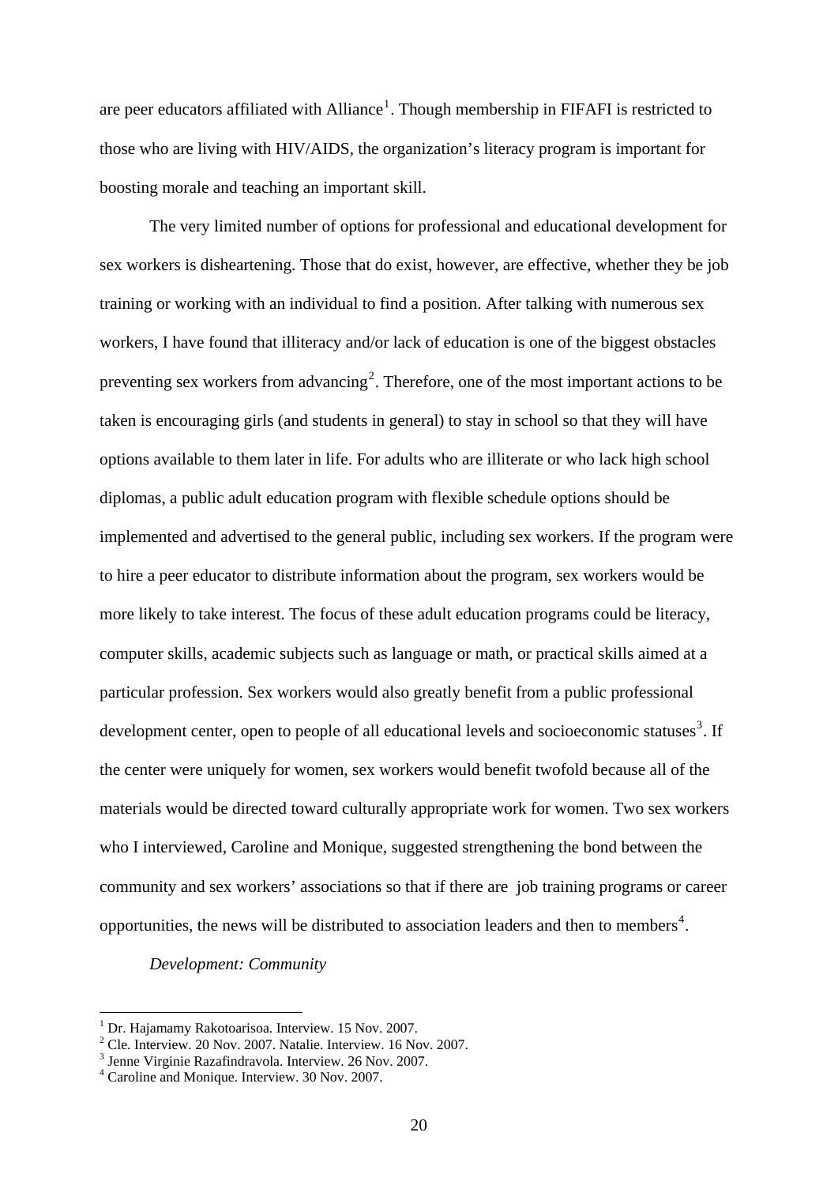are peer educators affiliated with Alliance[1]. Though membership in FIFAFI is restricted to those who are living with HIV/AIDS, the organization's literacy program is important for boosting morale and teaching an important skill.

The very limited number of options for professional and educational development for sex workers is disheartening. Those that do exist, however, are effective, whether they be job training or working with an individual to find a position. After talking with numerous sex workers, I have found that illiteracy and/or lack of education is one of the biggest obstacles preventing sex workers from advancing[2]. Therefore, one of the most important actions to be taken is encouraging girls (and students in general) to stay in school so that they will have options available to them later in life. For adults who are illiterate or who lack high school diplomas, a public adult education program with flexible schedule options should be implemented and advertised to the general public, including sex workers. If the program were to hire a peer educator to distribute information about the program, sex workers would be more likely to take interest. The focus of these adult education programs could be literacy, computer skills, academic subjects such as language or math, or practical skills aimed at a particular profession. Sex workers would also greatly benefit from a public professional development center, open to people of all educational levels and socioeconomic statuses[3]. If the center were uniquely for women, sex workers would benefit twofold because all of the materials would be directed toward culturally appropriate work for women. Two sex workers who I interviewed, Caroline and Monique, suggested strengthening the bond between the community and sex workers' associations so that if there are job training programs or career opportunities, the news will be distributed to association leaders and then to members[4].

*Development: Community*

---

[1] Dr. Hajamamy Rakotoarisoa. Interview. 15 Nov. 2007.

[2] Cle. Interview. 20 Nov. 2007. Natalie. Interview. 16 Nov. 2007.

[3] Jenne Virginie Razafindravola. Interview. 26 Nov. 2007.

[4] Caroline and Monique. Interview. 30 Nov. 2007.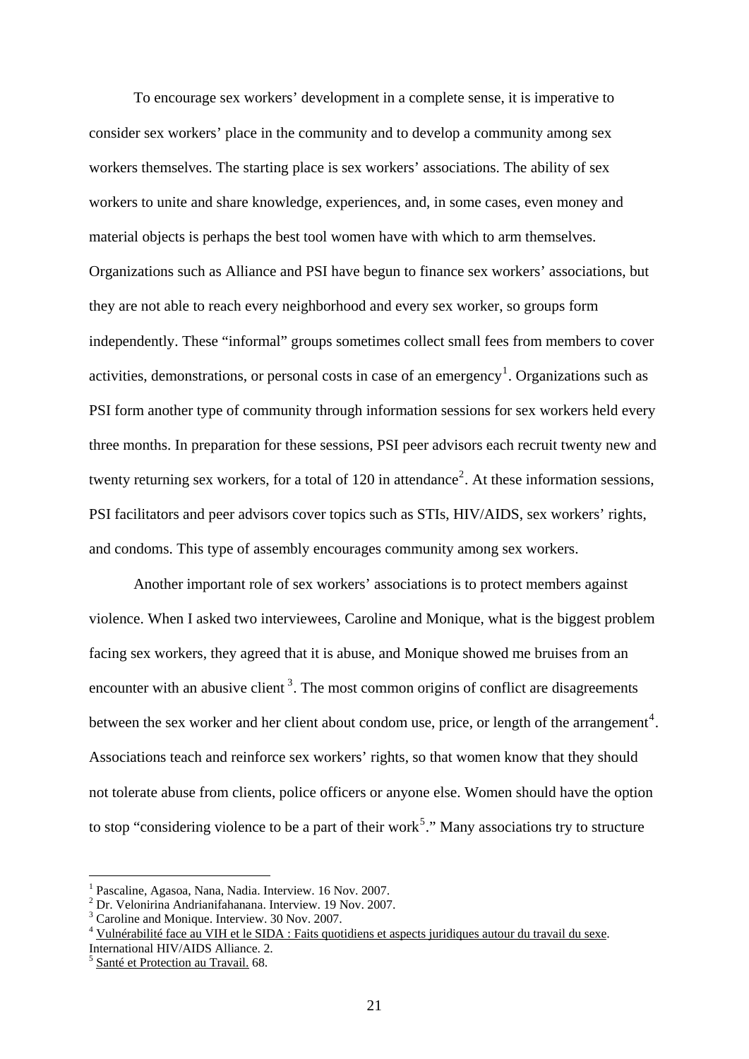To encourage sex workers' development in a complete sense, it is imperative to consider sex workers' place in the community and to develop a community among sex workers themselves. The starting place is sex workers' associations. The ability of sex workers to unite and share knowledge, experiences, and, in some cases, even money and material objects is perhaps the best tool women have with which to arm themselves. Organizations such as Alliance and PSI have begun to finance sex workers' associations, but they are not able to reach every neighborhood and every sex worker, so groups form independently. These "informal" groups sometimes collect small fees from members to cover activities, demonstrations, or personal costs in case of an emergency[1]. Organizations such as PSI form another type of community through information sessions for sex workers held every three months. In preparation for these sessions, PSI peer advisors each recruit twenty new and twenty returning sex workers, for a total of 120 in attendance[2]. At these information sessions, PSI facilitators and peer advisors cover topics such as STIs, HIV/AIDS, sex workers' rights, and condoms. This type of assembly encourages community among sex workers.

Another important role of sex workers' associations is to protect members against violence. When I asked two interviewees, Caroline and Monique, what is the biggest problem facing sex workers, they agreed that it is abuse, and Monique showed me bruises from an encounter with an abusive client [3]. The most common origins of conflict are disagreements between the sex worker and her client about condom use, price, or length of the arrangement[4]. Associations teach and reinforce sex workers' rights, so that women know that they should not tolerate abuse from clients, police officers or anyone else. Women should have the option to stop "considering violence to be a part of their work[5]." Many associations try to structure

---

[1] Pascaline, Agasoa, Nana, Nadia. Interview. 16 Nov. 2007.

[2] Dr. Velonirina Andrianifahanana. Interview. 19 Nov. 2007.

[3] Caroline and Monique. Interview. 30 Nov. 2007.

[4] Vulnérabilité face au VIH et le SIDA : Faits quotidiens et aspects juridiques autour du travail du sexe. International HIV/AIDS Alliance. 2.

[5] Santé et Protection au Travail. 68.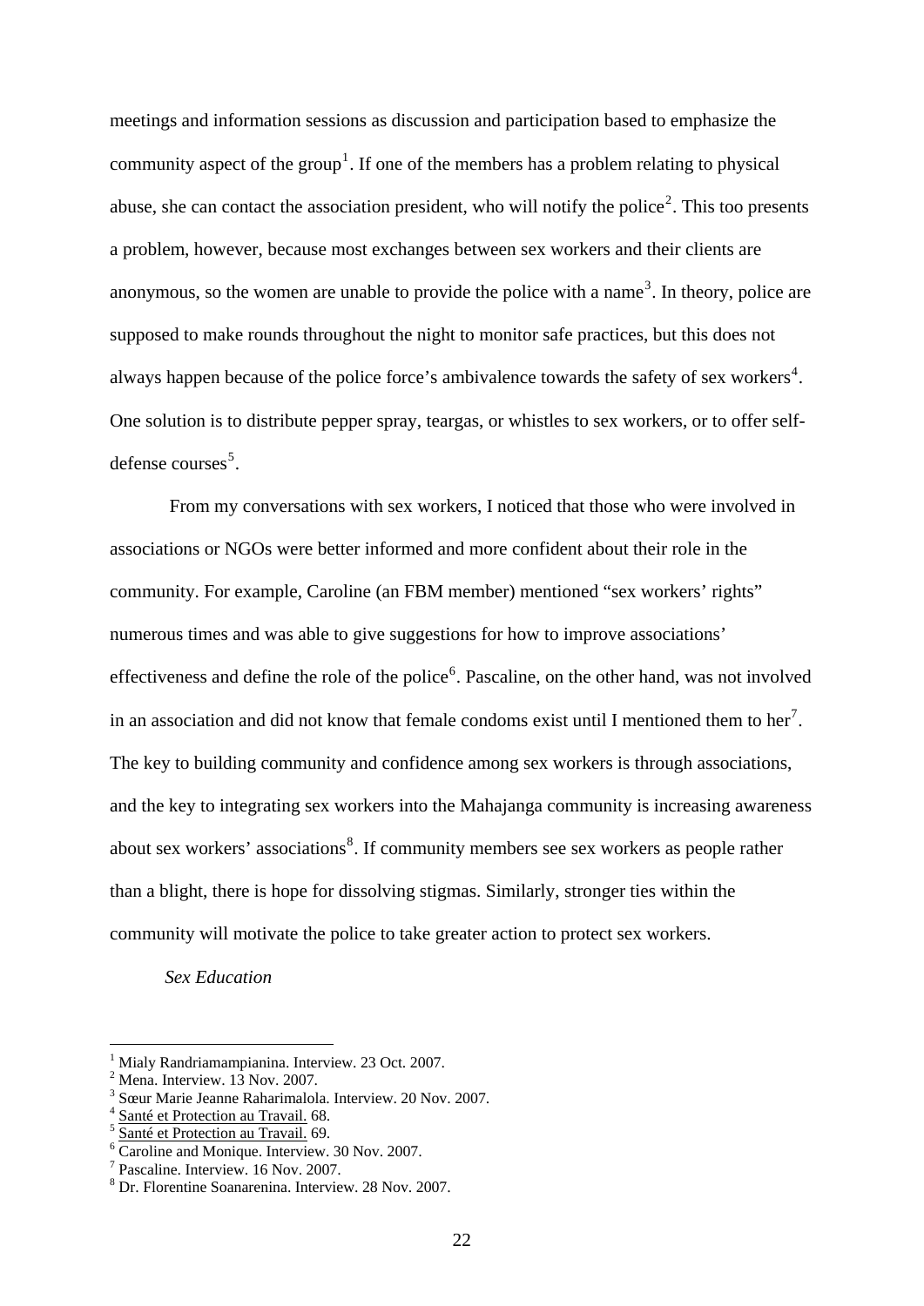meetings and information sessions as discussion and participation based to emphasize the community aspect of the group[1]. If one of the members has a problem relating to physical abuse, she can contact the association president, who will notify the police[2]. This too presents a problem, however, because most exchanges between sex workers and their clients are anonymous, so the women are unable to provide the police with a name[3]. In theory, police are supposed to make rounds throughout the night to monitor safe practices, but this does not always happen because of the police force's ambivalence towards the safety of sex workers[4]. One solution is to distribute pepper spray, teargas, or whistles to sex workers, or to offer self-defense courses[5].

From my conversations with sex workers, I noticed that those who were involved in associations or NGOs were better informed and more confident about their role in the community. For example, Caroline (an FBM member) mentioned "sex workers' rights" numerous times and was able to give suggestions for how to improve associations' effectiveness and define the role of the police[6]. Pascaline, on the other hand, was not involved in an association and did not know that female condoms exist until I mentioned them to her[7]. The key to building community and confidence among sex workers is through associations, and the key to integrating sex workers into the Mahajanga community is increasing awareness about sex workers' associations[8]. If community members see sex workers as people rather than a blight, there is hope for dissolving stigmas. Similarly, stronger ties within the community will motivate the police to take greater action to protect sex workers.

*Sex Education*

---

[1] Mialy Randriamampianina. Interview. 23 Oct. 2007.
[2] Mena. Interview. 13 Nov. 2007.
[3] Sœur Marie Jeanne Raharimalola. Interview. 20 Nov. 2007.
[4] Santé et Protection au Travail. 68.
[5] Santé et Protection au Travail. 69.
[6] Caroline and Monique. Interview. 30 Nov. 2007.
[7] Pascaline. Interview. 16 Nov. 2007.
[8] Dr. Florentine Soanarenina. Interview. 28 Nov. 2007.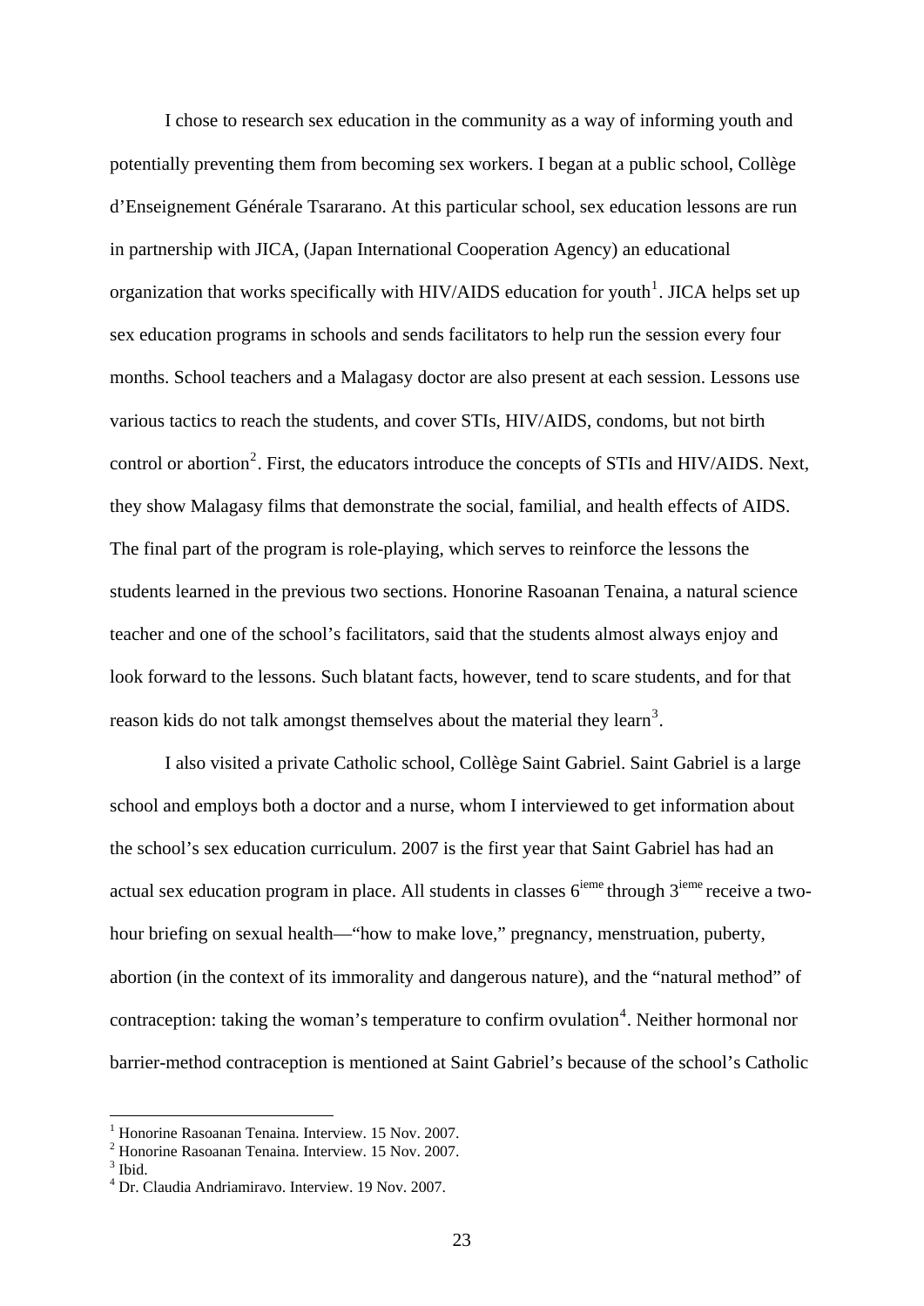I chose to research sex education in the community as a way of informing youth and potentially preventing them from becoming sex workers. I began at a public school, Collège d'Enseignement Générale Tsararano. At this particular school, sex education lessons are run in partnership with JICA, (Japan International Cooperation Agency) an educational organization that works specifically with HIV/AIDS education for youth[1]. JICA helps set up sex education programs in schools and sends facilitators to help run the session every four months. School teachers and a Malagasy doctor are also present at each session. Lessons use various tactics to reach the students, and cover STIs, HIV/AIDS, condoms, but not birth control or abortion[2]. First, the educators introduce the concepts of STIs and HIV/AIDS. Next, they show Malagasy films that demonstrate the social, familial, and health effects of AIDS. The final part of the program is role-playing, which serves to reinforce the lessons the students learned in the previous two sections. Honorine Rasoanan Tenaina, a natural science teacher and one of the school's facilitators, said that the students almost always enjoy and look forward to the lessons. Such blatant facts, however, tend to scare students, and for that reason kids do not talk amongst themselves about the material they learn[3].

I also visited a private Catholic school, Collège Saint Gabriel. Saint Gabriel is a large school and employs both a doctor and a nurse, whom I interviewed to get information about the school's sex education curriculum. 2007 is the first year that Saint Gabriel has had an actual sex education program in place. All students in classes 6^ieme^ through 3^ieme^ receive a two-hour briefing on sexual health—"how to make love," pregnancy, menstruation, puberty, abortion (in the context of its immorality and dangerous nature), and the "natural method" of contraception: taking the woman's temperature to confirm ovulation[4]. Neither hormonal nor barrier-method contraception is mentioned at Saint Gabriel's because of the school's Catholic

---

[1] Honorine Rasoanan Tenaina. Interview. 15 Nov. 2007.

[2] Honorine Rasoanan Tenaina. Interview. 15 Nov. 2007.

[3] Ibid.

[4] Dr. Claudia Andriamiravo. Interview. 19 Nov. 2007.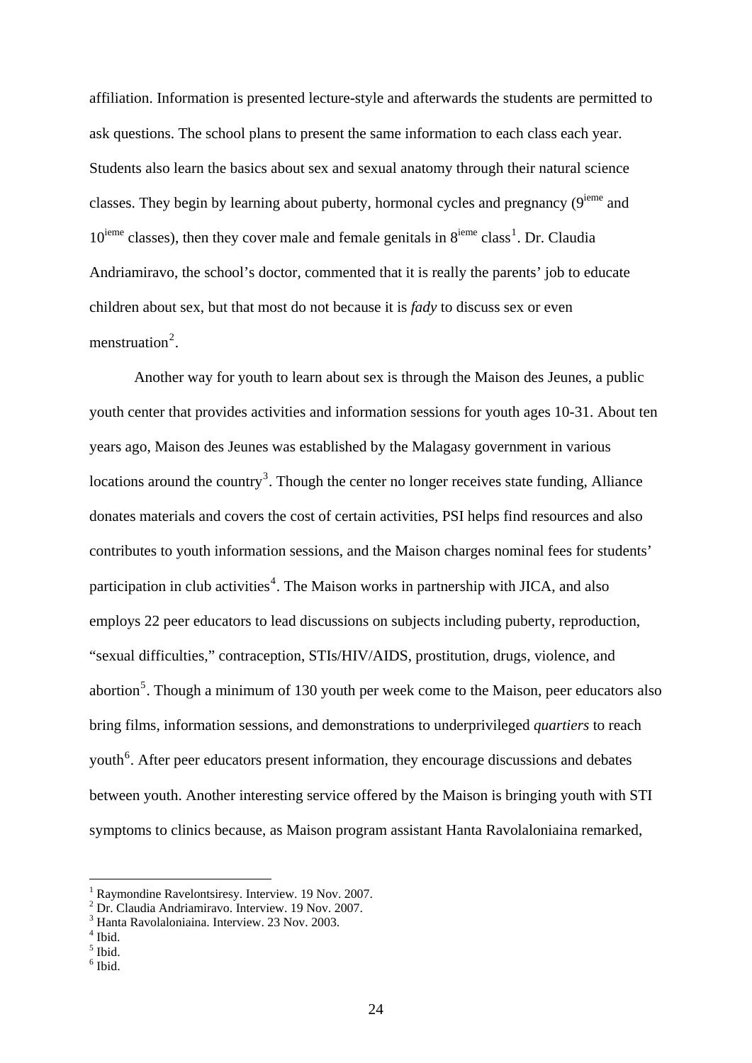affiliation. Information is presented lecture-style and afterwards the students are permitted to ask questions. The school plans to present the same information to each class each year. Students also learn the basics about sex and sexual anatomy through their natural science classes. They begin by learning about puberty, hormonal cycles and pregnancy (9ieme and 10ieme classes), then they cover male and female genitals in 8ieme class[1]. Dr. Claudia Andriamiravo, the school's doctor, commented that it is really the parents' job to educate children about sex, but that most do not because it is *fady* to discuss sex or even menstruation[2].

Another way for youth to learn about sex is through the Maison des Jeunes, a public youth center that provides activities and information sessions for youth ages 10-31. About ten years ago, Maison des Jeunes was established by the Malagasy government in various locations around the country[3]. Though the center no longer receives state funding, Alliance donates materials and covers the cost of certain activities, PSI helps find resources and also contributes to youth information sessions, and the Maison charges nominal fees for students' participation in club activities[4]. The Maison works in partnership with JICA, and also employs 22 peer educators to lead discussions on subjects including puberty, reproduction, "sexual difficulties," contraception, STIs/HIV/AIDS, prostitution, drugs, violence, and abortion[5]. Though a minimum of 130 youth per week come to the Maison, peer educators also bring films, information sessions, and demonstrations to underprivileged *quartiers* to reach youth[6]. After peer educators present information, they encourage discussions and debates between youth. Another interesting service offered by the Maison is bringing youth with STI symptoms to clinics because, as Maison program assistant Hanta Ravolaloniaina remarked,

---

[1] Raymondine Ravelontsiresy. Interview. 19 Nov. 2007.
[2] Dr. Claudia Andriamiravo. Interview. 19 Nov. 2007.
[3] Hanta Ravolaloniaina. Interview. 23 Nov. 2003.
[4] Ibid.
[5] Ibid.
[6] Ibid.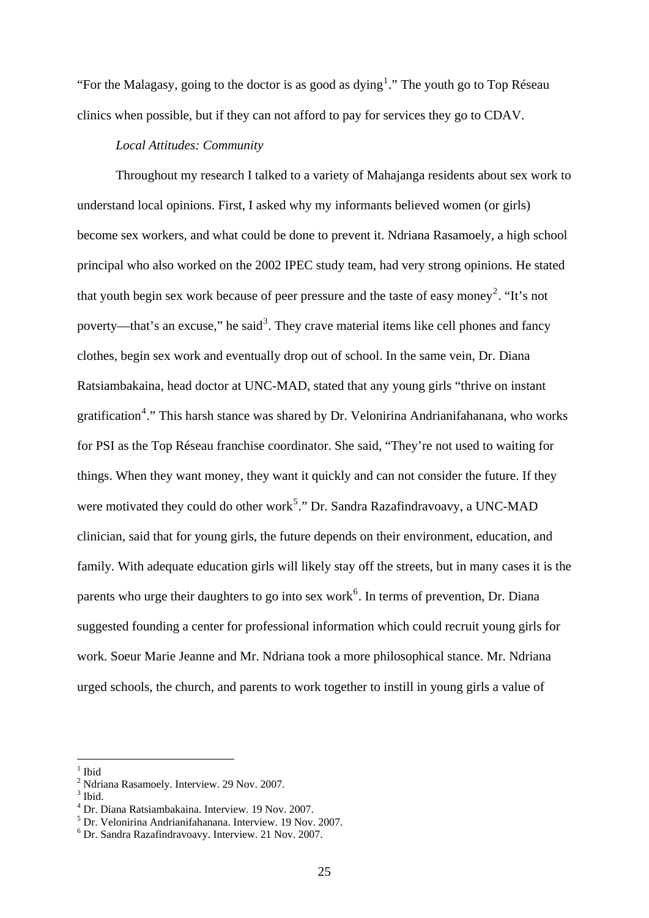"For the Malagasy, going to the doctor is as good as dying[1]." The youth go to Top Réseau clinics when possible, but if they can not afford to pay for services they go to CDAV.

*Local Attitudes: Community*

Throughout my research I talked to a variety of Mahajanga residents about sex work to understand local opinions. First, I asked why my informants believed women (or girls) become sex workers, and what could be done to prevent it. Ndriana Rasamoely, a high school principal who also worked on the 2002 IPEC study team, had very strong opinions. He stated that youth begin sex work because of peer pressure and the taste of easy money[2]. "It's not poverty—that's an excuse," he said[3]. They crave material items like cell phones and fancy clothes, begin sex work and eventually drop out of school. In the same vein, Dr. Diana Ratsiambakaina, head doctor at UNC-MAD, stated that any young girls "thrive on instant gratification[4]." This harsh stance was shared by Dr. Velonirina Andrianifahanana, who works for PSI as the Top Réseau franchise coordinator. She said, "They're not used to waiting for things. When they want money, they want it quickly and can not consider the future. If they were motivated they could do other work[5]." Dr. Sandra Razafindravoavy, a UNC-MAD clinician, said that for young girls, the future depends on their environment, education, and family. With adequate education girls will likely stay off the streets, but in many cases it is the parents who urge their daughters to go into sex work[6]. In terms of prevention, Dr. Diana suggested founding a center for professional information which could recruit young girls for work. Soeur Marie Jeanne and Mr. Ndriana took a more philosophical stance. Mr. Ndriana urged schools, the church, and parents to work together to instill in young girls a value of

---

[1] Ibid

[2] Ndriana Rasamoely. Interview. 29 Nov. 2007.

[3] Ibid.

[4] Dr. Diana Ratsiambakaina. Interview. 19 Nov. 2007.

[5] Dr. Velonirina Andrianifahanana. Interview. 19 Nov. 2007.

[6] Dr. Sandra Razafindravoavy. Interview. 21 Nov. 2007.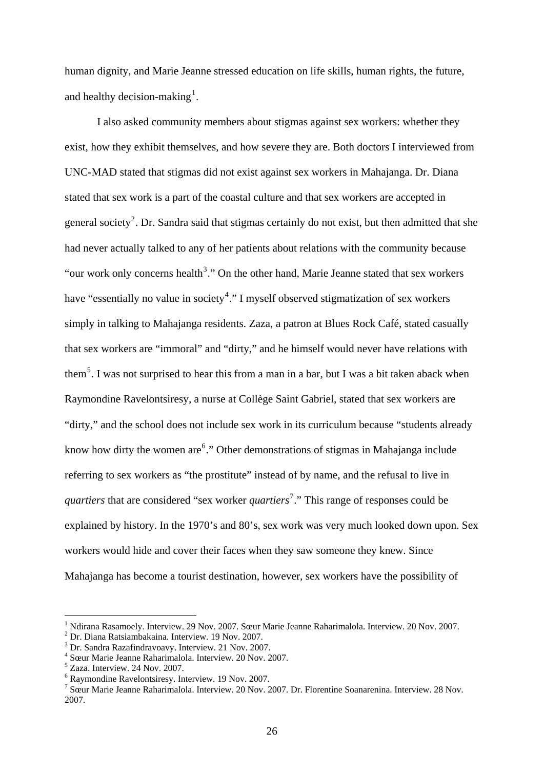human dignity, and Marie Jeanne stressed education on life skills, human rights, the future, and healthy decision-making[1].

I also asked community members about stigmas against sex workers: whether they exist, how they exhibit themselves, and how severe they are. Both doctors I interviewed from UNC-MAD stated that stigmas did not exist against sex workers in Mahajanga. Dr. Diana stated that sex work is a part of the coastal culture and that sex workers are accepted in general society[2]. Dr. Sandra said that stigmas certainly do not exist, but then admitted that she had never actually talked to any of her patients about relations with the community because "our work only concerns health[3]." On the other hand, Marie Jeanne stated that sex workers have "essentially no value in society[4]." I myself observed stigmatization of sex workers simply in talking to Mahajanga residents. Zaza, a patron at Blues Rock Café, stated casually that sex workers are "immoral" and "dirty," and he himself would never have relations with them[5]. I was not surprised to hear this from a man in a bar, but I was a bit taken aback when Raymondine Ravelontsiresy, a nurse at Collège Saint Gabriel, stated that sex workers are "dirty," and the school does not include sex work in its curriculum because "students already know how dirty the women are[6]." Other demonstrations of stigmas in Mahajanga include referring to sex workers as "the prostitute" instead of by name, and the refusal to live in *quartiers* that are considered "sex worker *quartiers*[7]." This range of responses could be explained by history. In the 1970's and 80's, sex work was very much looked down upon. Sex workers would hide and cover their faces when they saw someone they knew. Since Mahajanga has become a tourist destination, however, sex workers have the possibility of

---

[1] Ndirana Rasamoely. Interview. 29 Nov. 2007. Sœur Marie Jeanne Raharimalola. Interview. 20 Nov. 2007.
[2] Dr. Diana Ratsiambakaina. Interview. 19 Nov. 2007.
[3] Dr. Sandra Razafindravoavy. Interview. 21 Nov. 2007.
[4] Sœur Marie Jeanne Raharimalola. Interview. 20 Nov. 2007.
[5] Zaza. Interview. 24 Nov. 2007.
[6] Raymondine Ravelontsiresy. Interview. 19 Nov. 2007.
[7] Sœur Marie Jeanne Raharimalola. Interview. 20 Nov. 2007. Dr. Florentine Soanarenina. Interview. 28 Nov. 2007.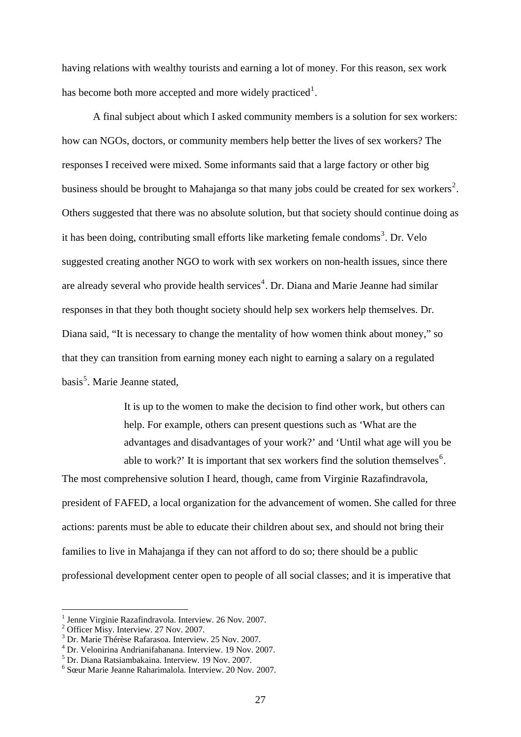having relations with wealthy tourists and earning a lot of money. For this reason, sex work has become both more accepted and more widely practiced[1].

A final subject about which I asked community members is a solution for sex workers: how can NGOs, doctors, or community members help better the lives of sex workers? The responses I received were mixed. Some informants said that a large factory or other big business should be brought to Mahajanga so that many jobs could be created for sex workers[2]. Others suggested that there was no absolute solution, but that society should continue doing as it has been doing, contributing small efforts like marketing female condoms[3]. Dr. Velo suggested creating another NGO to work with sex workers on non-health issues, since there are already several who provide health services[4]. Dr. Diana and Marie Jeanne had similar responses in that they both thought society should help sex workers help themselves. Dr. Diana said, "It is necessary to change the mentality of how women think about money," so that they can transition from earning money each night to earning a salary on a regulated basis[5]. Marie Jeanne stated,

> It is up to the women to make the decision to find other work, but others can help. For example, others can present questions such as 'What are the advantages and disadvantages of your work?' and 'Until what age will you be able to work?' It is important that sex workers find the solution themselves[6].

The most comprehensive solution I heard, though, came from Virginie Razafindravola, president of FAFED, a local organization for the advancement of women. She called for three actions: parents must be able to educate their children about sex, and should not bring their families to live in Mahajanga if they can not afford to do so; there should be a public professional development center open to people of all social classes; and it is imperative that

---

[1] Jenne Virginie Razafindravola. Interview. 26 Nov. 2007.
[2] Officer Misy. Interview. 27 Nov. 2007.
[3] Dr. Marie Thérèse Rafarasoa. Interview. 25 Nov. 2007.
[4] Dr. Velonirina Andrianifahanana. Interview. 19 Nov. 2007.
[5] Dr. Diana Ratsiambakaina. Interview. 19 Nov. 2007.
[6] Sœur Marie Jeanne Raharimalola. Interview. 20 Nov. 2007.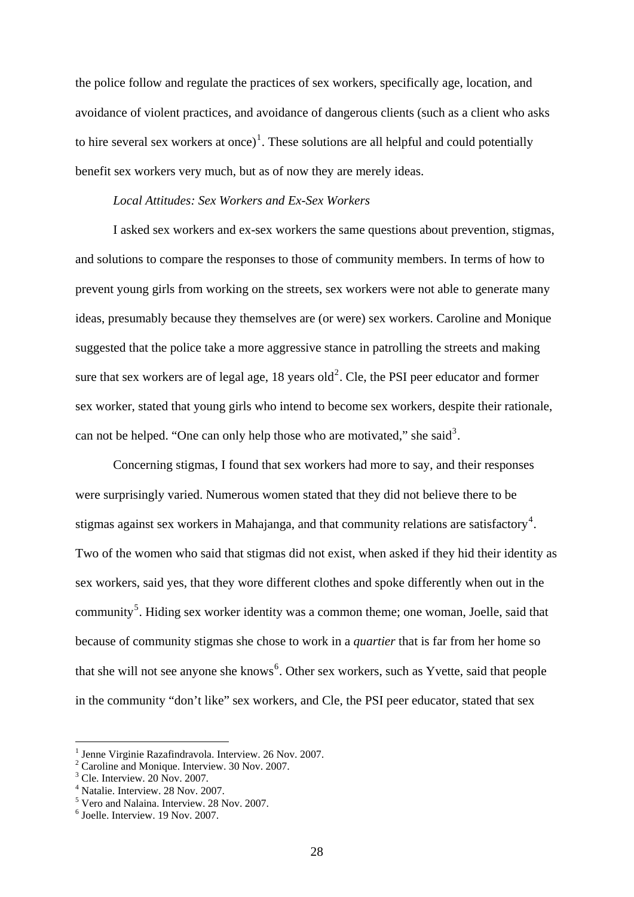the police follow and regulate the practices of sex workers, specifically age, location, and avoidance of violent practices, and avoidance of dangerous clients (such as a client who asks to hire several sex workers at once)[1]. These solutions are all helpful and could potentially benefit sex workers very much, but as of now they are merely ideas.

*Local Attitudes: Sex Workers and Ex-Sex Workers*

I asked sex workers and ex-sex workers the same questions about prevention, stigmas, and solutions to compare the responses to those of community members. In terms of how to prevent young girls from working on the streets, sex workers were not able to generate many ideas, presumably because they themselves are (or were) sex workers. Caroline and Monique suggested that the police take a more aggressive stance in patrolling the streets and making sure that sex workers are of legal age, 18 years old[2]. Cle, the PSI peer educator and former sex worker, stated that young girls who intend to become sex workers, despite their rationale, can not be helped. "One can only help those who are motivated," she said[3].

Concerning stigmas, I found that sex workers had more to say, and their responses were surprisingly varied. Numerous women stated that they did not believe there to be stigmas against sex workers in Mahajanga, and that community relations are satisfactory[4]. Two of the women who said that stigmas did not exist, when asked if they hid their identity as sex workers, said yes, that they wore different clothes and spoke differently when out in the community[5]. Hiding sex worker identity was a common theme; one woman, Joelle, said that because of community stigmas she chose to work in a *quartier* that is far from her home so that she will not see anyone she knows[6]. Other sex workers, such as Yvette, said that people in the community "don't like" sex workers, and Cle, the PSI peer educator, stated that sex

---

[1] Jenne Virginie Razafindravola. Interview. 26 Nov. 2007.
[2] Caroline and Monique. Interview. 30 Nov. 2007.
[3] Cle. Interview. 20 Nov. 2007.
[4] Natalie. Interview. 28 Nov. 2007.
[5] Vero and Nalaina. Interview. 28 Nov. 2007.
[6] Joelle. Interview. 19 Nov. 2007.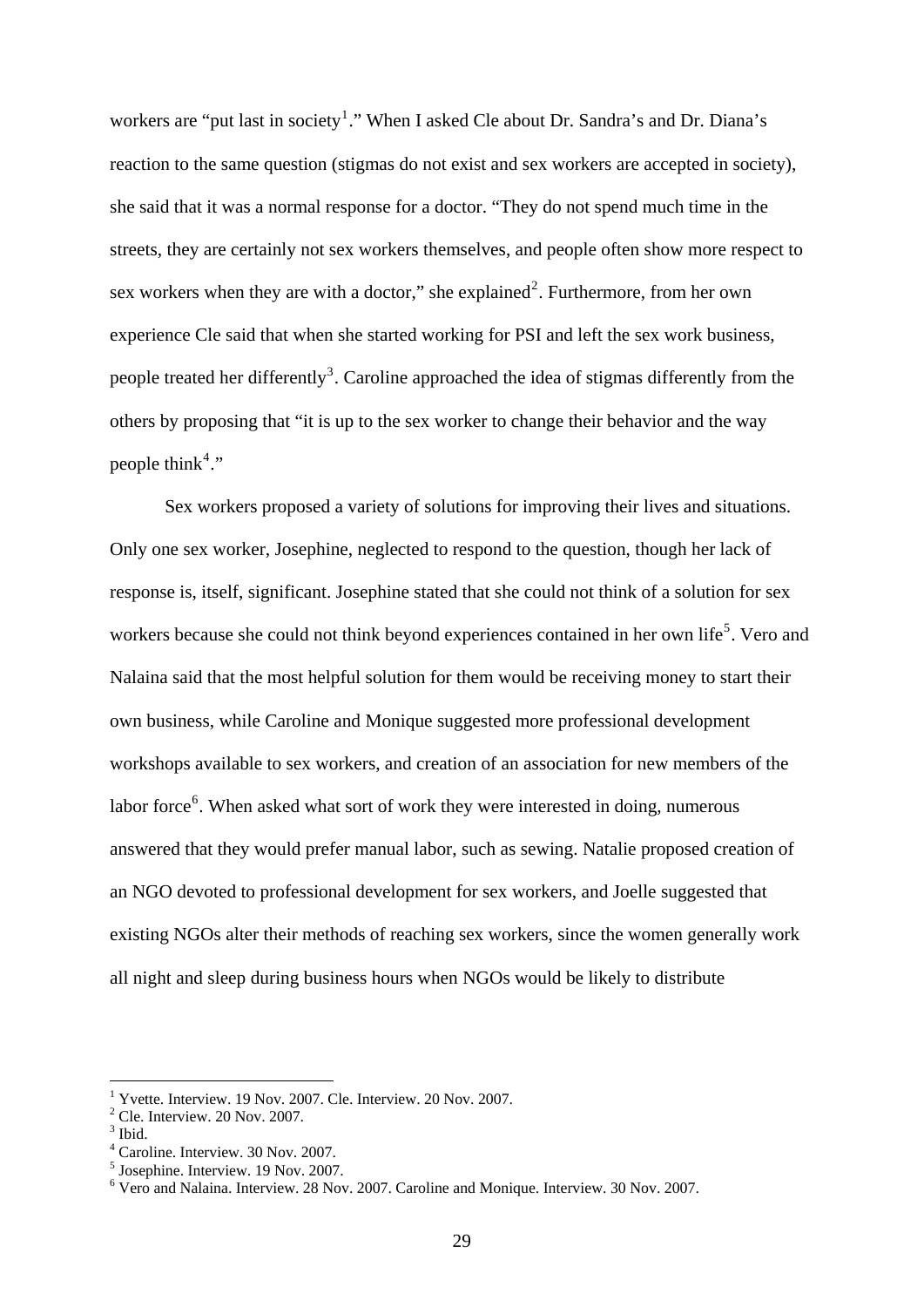workers are "put last in society[1]." When I asked Cle about Dr. Sandra's and Dr. Diana's reaction to the same question (stigmas do not exist and sex workers are accepted in society), she said that it was a normal response for a doctor. "They do not spend much time in the streets, they are certainly not sex workers themselves, and people often show more respect to sex workers when they are with a doctor," she explained[2]. Furthermore, from her own experience Cle said that when she started working for PSI and left the sex work business, people treated her differently[3]. Caroline approached the idea of stigmas differently from the others by proposing that "it is up to the sex worker to change their behavior and the way people think[4]."

Sex workers proposed a variety of solutions for improving their lives and situations. Only one sex worker, Josephine, neglected to respond to the question, though her lack of response is, itself, significant. Josephine stated that she could not think of a solution for sex workers because she could not think beyond experiences contained in her own life[5]. Vero and Nalaina said that the most helpful solution for them would be receiving money to start their own business, while Caroline and Monique suggested more professional development workshops available to sex workers, and creation of an association for new members of the labor force[6]. When asked what sort of work they were interested in doing, numerous answered that they would prefer manual labor, such as sewing. Natalie proposed creation of an NGO devoted to professional development for sex workers, and Joelle suggested that existing NGOs alter their methods of reaching sex workers, since the women generally work all night and sleep during business hours when NGOs would be likely to distribute

---

[1] Yvette. Interview. 19 Nov. 2007. Cle. Interview. 20 Nov. 2007.
[2] Cle. Interview. 20 Nov. 2007.
[3] Ibid.
[4] Caroline. Interview. 30 Nov. 2007.
[5] Josephine. Interview. 19 Nov. 2007.
[6] Vero and Nalaina. Interview. 28 Nov. 2007. Caroline and Monique. Interview. 30 Nov. 2007.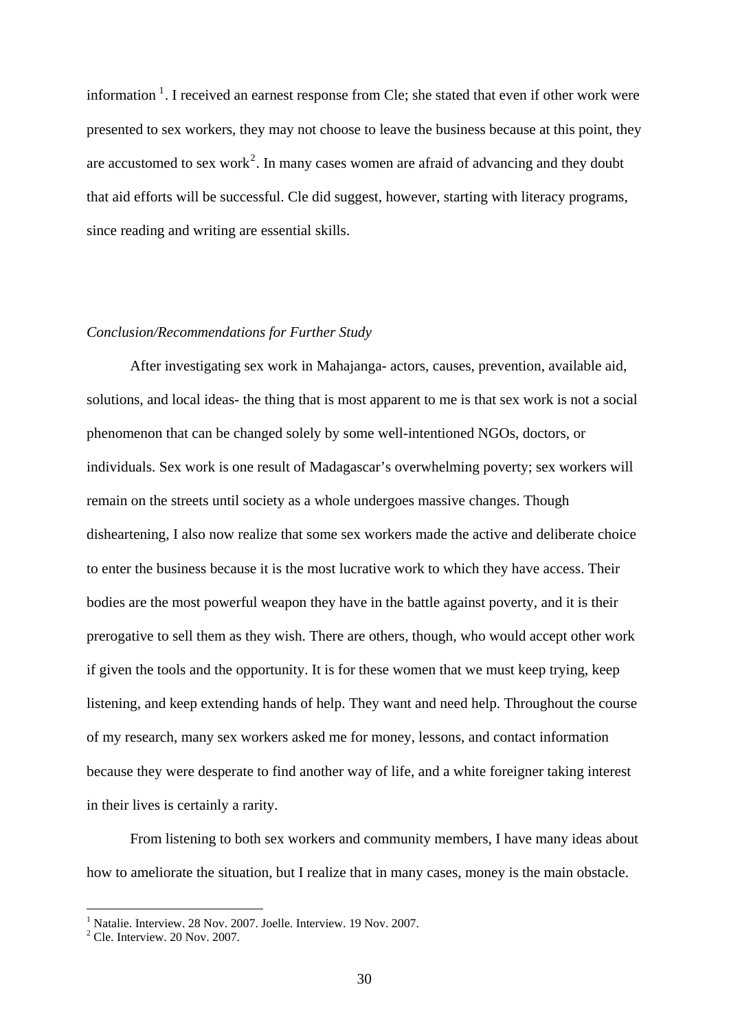information [1]. I received an earnest response from Cle; she stated that even if other work were presented to sex workers, they may not choose to leave the business because at this point, they are accustomed to sex work[2]. In many cases women are afraid of advancing and they doubt that aid efforts will be successful. Cle did suggest, however, starting with literacy programs, since reading and writing are essential skills.

*Conclusion/Recommendations for Further Study*

After investigating sex work in Mahajanga- actors, causes, prevention, available aid, solutions, and local ideas- the thing that is most apparent to me is that sex work is not a social phenomenon that can be changed solely by some well-intentioned NGOs, doctors, or individuals. Sex work is one result of Madagascar's overwhelming poverty; sex workers will remain on the streets until society as a whole undergoes massive changes. Though disheartening, I also now realize that some sex workers made the active and deliberate choice to enter the business because it is the most lucrative work to which they have access. Their bodies are the most powerful weapon they have in the battle against poverty, and it is their prerogative to sell them as they wish. There are others, though, who would accept other work if given the tools and the opportunity. It is for these women that we must keep trying, keep listening, and keep extending hands of help. They want and need help. Throughout the course of my research, many sex workers asked me for money, lessons, and contact information because they were desperate to find another way of life, and a white foreigner taking interest in their lives is certainly a rarity.

From listening to both sex workers and community members, I have many ideas about how to ameliorate the situation, but I realize that in many cases, money is the main obstacle.

[1] Natalie. Interview. 28 Nov. 2007. Joelle. Interview. 19 Nov. 2007.
[2] Cle. Interview. 20 Nov. 2007.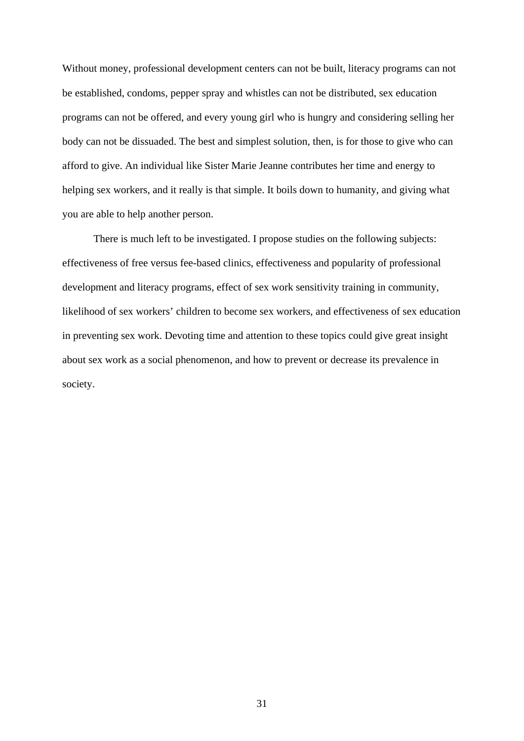Without money, professional development centers can not be built, literacy programs can not be established, condoms, pepper spray and whistles can not be distributed, sex education programs can not be offered, and every young girl who is hungry and considering selling her body can not be dissuaded. The best and simplest solution, then, is for those to give who can afford to give. An individual like Sister Marie Jeanne contributes her time and energy to helping sex workers, and it really is that simple. It boils down to humanity, and giving what you are able to help another person.

There is much left to be investigated. I propose studies on the following subjects: effectiveness of free versus fee-based clinics, effectiveness and popularity of professional development and literacy programs, effect of sex work sensitivity training in community, likelihood of sex workers' children to become sex workers, and effectiveness of sex education in preventing sex work. Devoting time and attention to these topics could give great insight about sex work as a social phenomenon, and how to prevent or decrease its prevalence in society.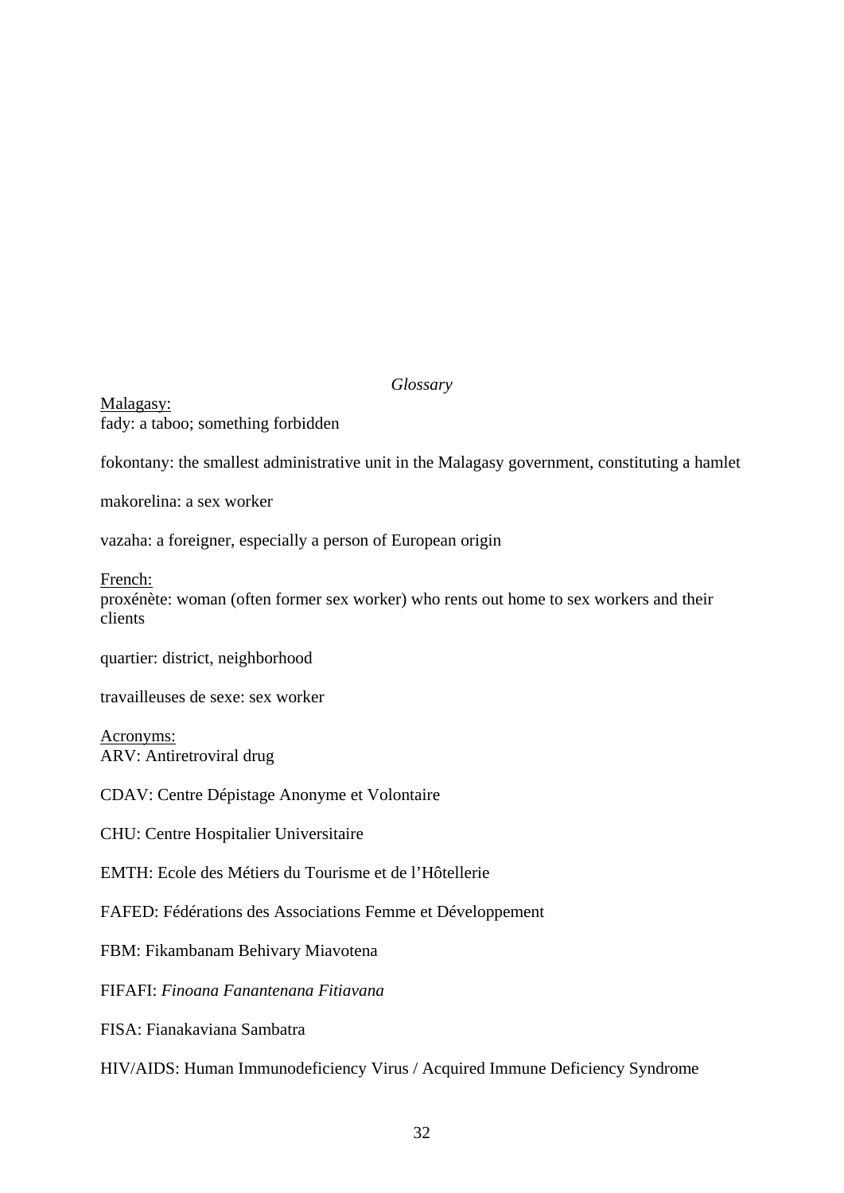*Glossary*

Malagasy:
fady: a taboo; something forbidden

fokontany: the smallest administrative unit in the Malagasy government, constituting a hamlet

makorelina: a sex worker

vazaha: a foreigner, especially a person of European origin

French:
proxénète: woman (often former sex worker) who rents out home to sex workers and their clients

quartier: district, neighborhood

travailleuses de sexe: sex worker

Acronyms:
ARV: Antiretroviral drug

CDAV: Centre Dépistage Anonyme et Volontaire

CHU: Centre Hospitalier Universitaire

EMTH: Ecole des Métiers du Tourisme et de l'Hôtellerie

FAFED: Fédérations des Associations Femme et Développement

FBM: Fikambanam Behivary Miavotena

FIFAFI: *Finoana Fanantenana Fitiavana*

FISA: Fianakaviana Sambatra

HIV/AIDS: Human Immunodeficiency Virus / Acquired Immune Deficiency Syndrome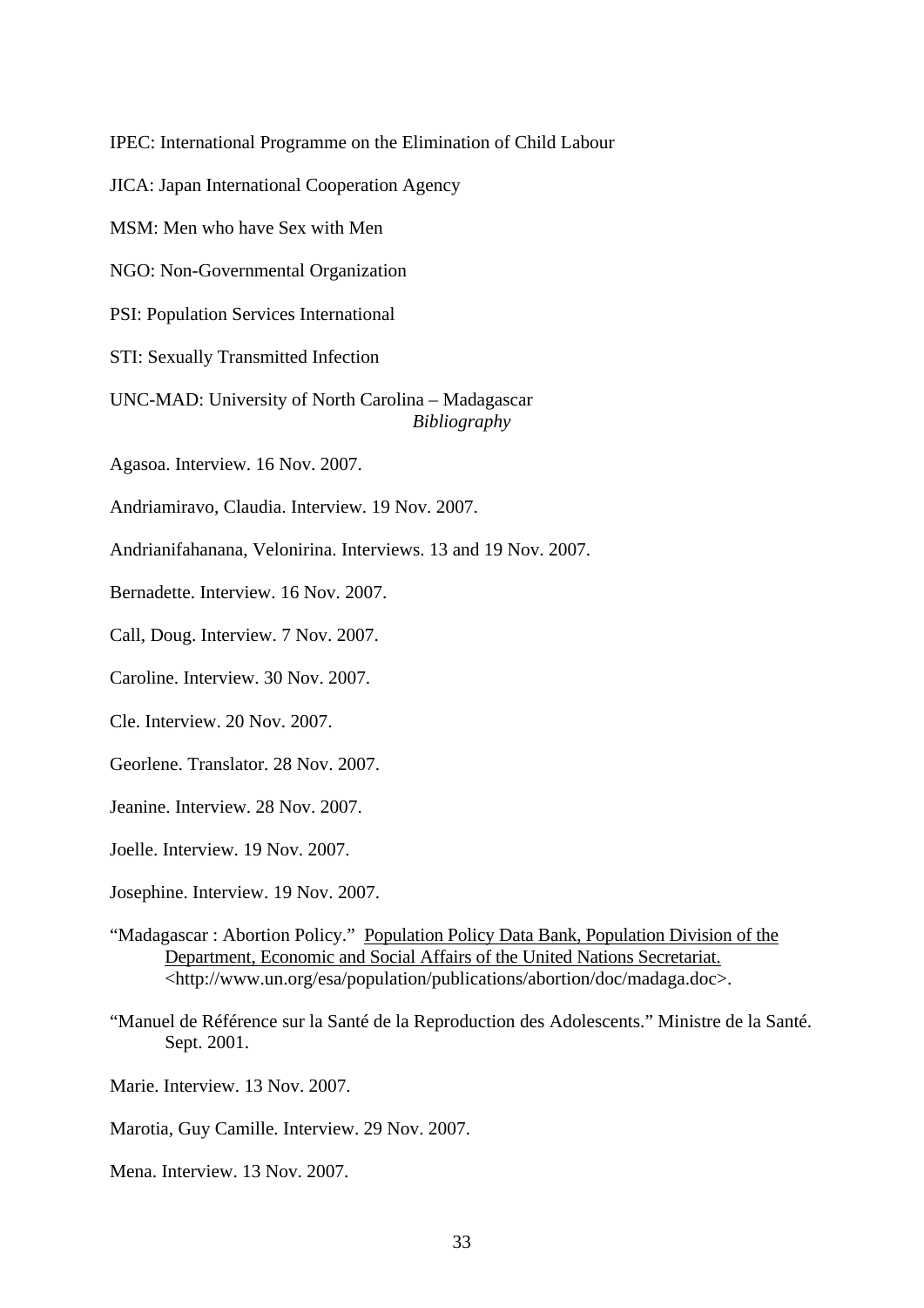IPEC: International Programme on the Elimination of Child Labour

JICA: Japan International Cooperation Agency

MSM: Men who have Sex with Men

NGO: Non-Governmental Organization

PSI: Population Services International

STI: Sexually Transmitted Infection

UNC-MAD: University of North Carolina – Madagascar

## *Bibliography*

Agasoa. Interview. 16 Nov. 2007.

Andriamiravo, Claudia. Interview. 19 Nov. 2007.

Andrianifahanana, Velonirina. Interviews. 13 and 19 Nov. 2007.

Bernadette. Interview. 16 Nov. 2007.

Call, Doug. Interview. 7 Nov. 2007.

Caroline. Interview. 30 Nov. 2007.

Cle. Interview. 20 Nov. 2007.

Georlene. Translator. 28 Nov. 2007.

Jeanine. Interview. 28 Nov. 2007.

Joelle. Interview. 19 Nov. 2007.

Josephine. Interview. 19 Nov. 2007.

"Madagascar : Abortion Policy." Population Policy Data Bank, Population Division of the Department, Economic and Social Affairs of the United Nations Secretariat. <http://www.un.org/esa/population/publications/abortion/doc/madaga.doc>.

"Manuel de Référence sur la Santé de la Reproduction des Adolescents." Ministre de la Santé. Sept. 2001.

Marie. Interview. 13 Nov. 2007.

Marotia, Guy Camille. Interview. 29 Nov. 2007.

Mena. Interview. 13 Nov. 2007.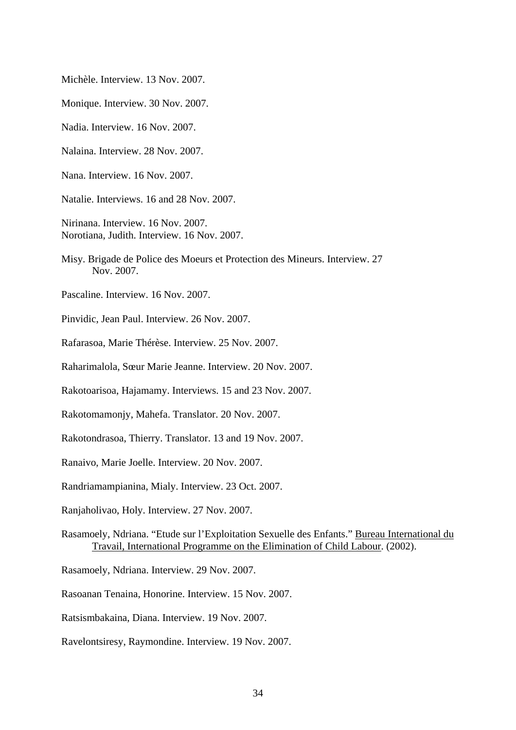Michèle. Interview. 13 Nov. 2007.

Monique. Interview. 30 Nov. 2007.

Nadia. Interview. 16 Nov. 2007.

Nalaina. Interview. 28 Nov. 2007.

Nana. Interview. 16 Nov. 2007.

Natalie. Interviews. 16 and 28 Nov. 2007.

Nirinana. Interview. 16 Nov. 2007.
Norotiana, Judith. Interview. 16 Nov. 2007.

Misy. Brigade de Police des Moeurs et Protection des Mineurs. Interview. 27 Nov. 2007.

Pascaline. Interview. 16 Nov. 2007.

Pinvidic, Jean Paul. Interview. 26 Nov. 2007.

Rafarasoa, Marie Thérèse. Interview. 25 Nov. 2007.

Raharimalola, Sœur Marie Jeanne. Interview. 20 Nov. 2007.

Rakotoarisoa, Hajamamy. Interviews. 15 and 23 Nov. 2007.

Rakotomamonjy, Mahefa. Translator. 20 Nov. 2007.

Rakotondrasoa, Thierry. Translator. 13 and 19 Nov. 2007.

Ranaivo, Marie Joelle. Interview. 20 Nov. 2007.

Randriamampianina, Mialy. Interview. 23 Oct. 2007.

Ranjaholivao, Holy. Interview. 27 Nov. 2007.

Rasamoely, Ndriana. "Etude sur l'Exploitation Sexuelle des Enfants." Bureau International du Travail, International Programme on the Elimination of Child Labour. (2002).

Rasamoely, Ndriana. Interview. 29 Nov. 2007.

Rasoanan Tenaina, Honorine. Interview. 15 Nov. 2007.

Ratsismbakaina, Diana. Interview. 19 Nov. 2007.

Ravelontsiresy, Raymondine. Interview. 19 Nov. 2007.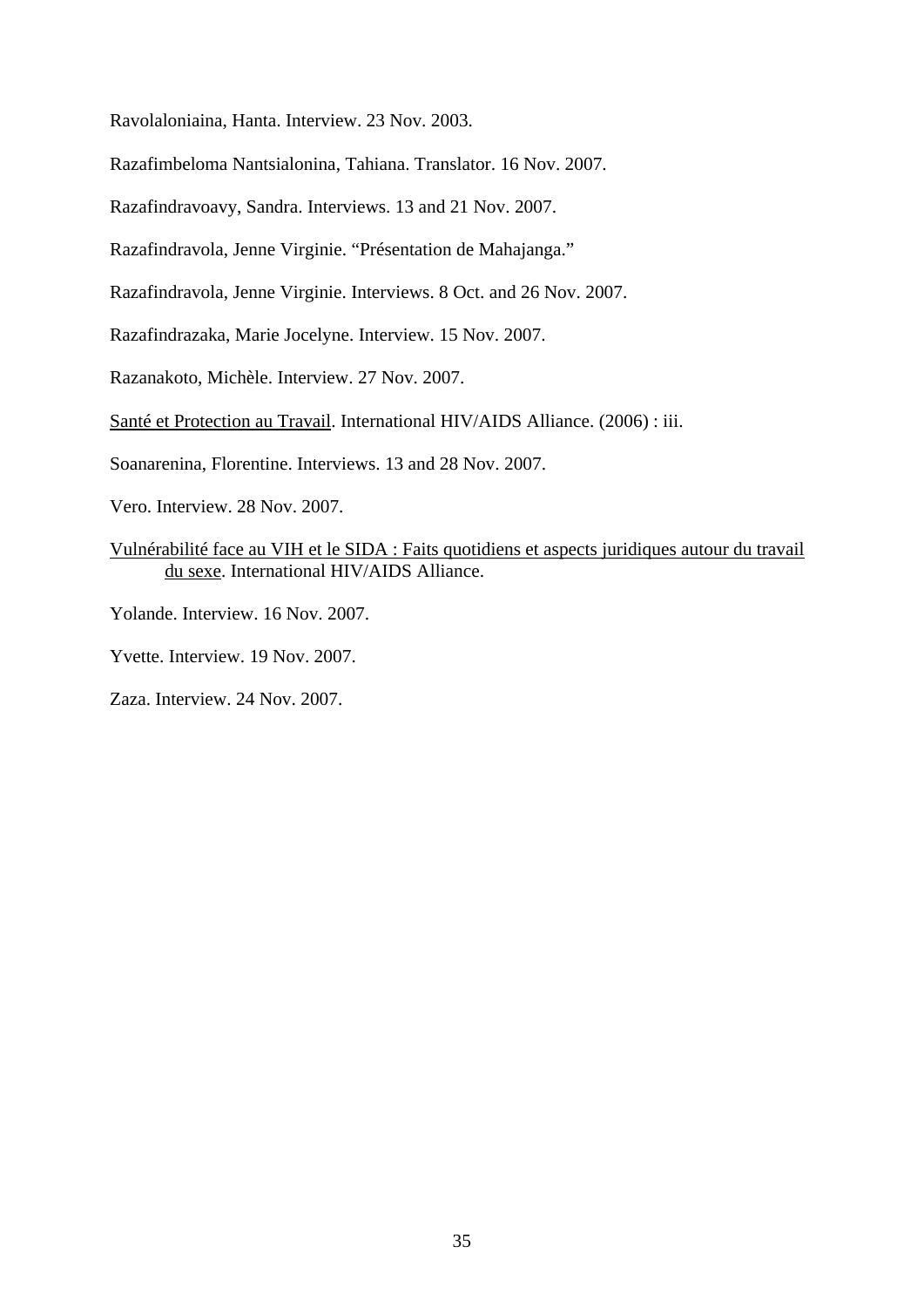Ravolaloniaina, Hanta. Interview. 23 Nov. 2003.

Razafimbeloma Nantsialonina, Tahiana. Translator. 16 Nov. 2007.

Razafindravoavy, Sandra. Interviews. 13 and 21 Nov. 2007.

Razafindravola, Jenne Virginie. “Présentation de Mahajanga.”

Razafindravola, Jenne Virginie. Interviews. 8 Oct. and 26 Nov. 2007.

Razafindrazaka, Marie Jocelyne. Interview. 15 Nov. 2007.

Razanakoto, Michèle. Interview. 27 Nov. 2007.

Santé et Protection au Travail. International HIV/AIDS Alliance. (2006) : iii.

Soanarenina, Florentine. Interviews. 13 and 28 Nov. 2007.

Vero. Interview. 28 Nov. 2007.

Vulnérabilité face au VIH et le SIDA : Faits quotidiens et aspects juridiques autour du travail du sexe. International HIV/AIDS Alliance.

Yolande. Interview. 16 Nov. 2007.

Yvette. Interview. 19 Nov. 2007.

Zaza. Interview. 24 Nov. 2007.